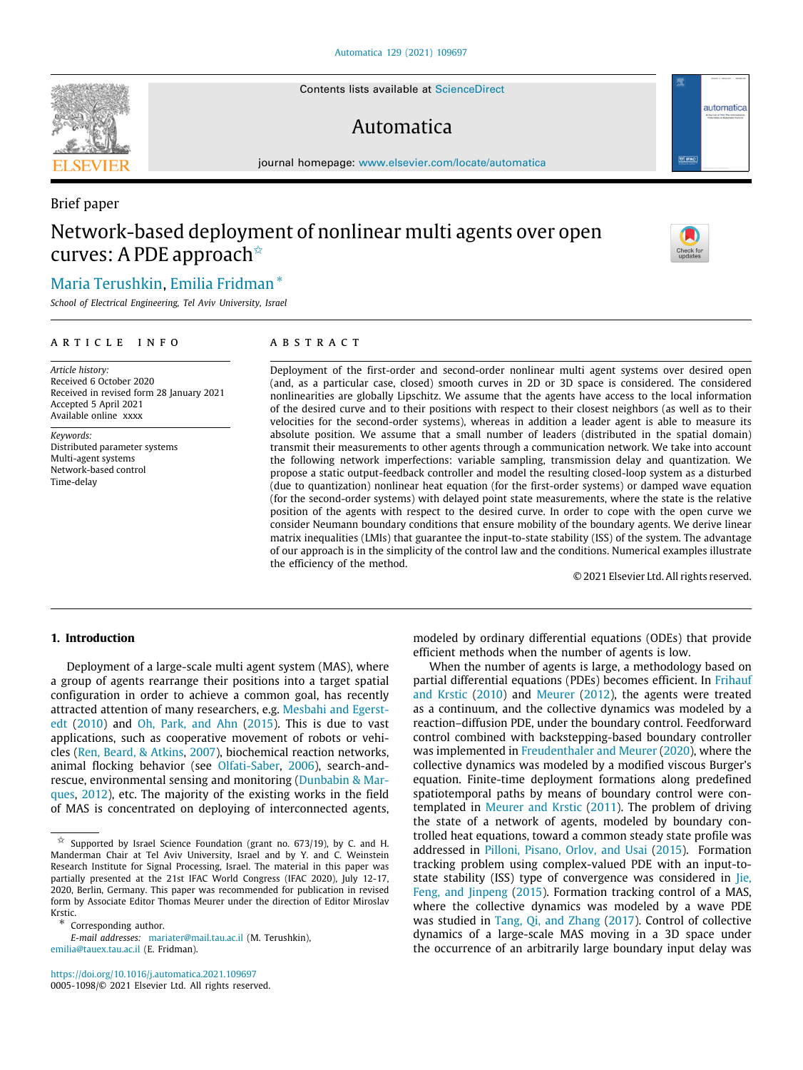Brief paper

# Network-based deployment of nonlinear multi agents over open curves: A PDE approach☆

Maria Terushkin, Emilia Fridman *

*School of Electrical Engineering, Tel Aviv University, Israel*

ARTICLE INFO

*Article history:*
Received 6 October 2020
Received in revised form 28 January 2021
Accepted 5 April 2021
Available online xxxx

*Keywords:*
Distributed parameter systems
Multi-agent systems
Network-based control
Time-delay

ABSTRACT

Deployment of the first-order and second-order nonlinear multi agent systems over desired open (and, as a particular case, closed) smooth curves in 2D or 3D space is considered. The considered nonlinearities are globally Lipschitz. We assume that the agents have access to the local information of the desired curve and to their positions with respect to their closest neighbors (as well as to their velocities for the second-order systems), whereas in addition a leader agent is able to measure its absolute position. We assume that a small number of leaders (distributed in the spatial domain) transmit their measurements to other agents through a communication network. We take into account the following network imperfections: variable sampling, transmission delay and quantization. We propose a static output-feedback controller and model the resulting closed-loop system as a disturbed (due to quantization) nonlinear heat equation (for the first-order systems) or damped wave equation (for the second-order systems) with delayed point state measurements, where the state is the relative position of the agents with respect to the desired curve. In order to cope with the open curve we consider Neumann boundary conditions that ensure mobility of the boundary agents. We derive linear matrix inequalities (LMIs) that guarantee the input-to-state stability (ISS) of the system. The advantage of our approach is in the simplicity of the control law and the conditions. Numerical examples illustrate the efficiency of the method.

© 2021 Elsevier Ltd. All rights reserved.

## 1. Introduction

Deployment of a large-scale multi agent system (MAS), where a group of agents rearrange their positions into a target spatial configuration in order to achieve a common goal, has recently attracted attention of many researchers, e.g. Mesbahi and Egerstedt (2010) and Oh, Park, and Ahn (2015). This is due to vast applications, such as cooperative movement of robots or vehicles (Ren, Beard, & Atkins, 2007), biochemical reaction networks, animal flocking behavior (see Olfati-Saber, 2006), search-and-rescue, environmental sensing and monitoring (Dunbabin & Marques, 2012), etc. The majority of the existing works in the field of MAS is concentrated on deploying of interconnected agents, modeled by ordinary differential equations (ODEs) that provide efficient methods when the number of agents is low.

When the number of agents is large, a methodology based on partial differential equations (PDEs) becomes efficient. In Frihauf and Krstic (2010) and Meurer (2012), the agents were treated as a continuum, and the collective dynamics was modeled by a reaction–diffusion PDE, under the boundary control. Feedforward control combined with backstepping-based boundary controller was implemented in Freudenthaler and Meurer (2020), where the collective dynamics was modeled by a modified viscous Burger's equation. Finite-time deployment formations along predefined spatiotemporal paths by means of boundary control were contemplated in Meurer and Krstic (2011). The problem of driving the state of a network of agents, modeled by boundary controlled heat equations, toward a common steady state profile was addressed in Pilloni, Pisano, Orlov, and Usai (2015). Formation tracking problem using complex-valued PDE with an input-to-state stability (ISS) type of convergence was considered in Jie, Feng, and Jinpeng (2015). Formation tracking control of a MAS, where the collective dynamics was modeled by a wave PDE was studied in Tang, Qi, and Zhang (2017). Control of collective dynamics of a large-scale MAS moving in a 3D space under the occurrence of an arbitrarily large boundary input delay was

☆ Supported by Israel Science Foundation (grant no. 673/19), by C. and H. Manderman Chair at Tel Aviv University, Israel and by Y. and C. Weinstein Research Institute for Signal Processing, Israel. The material in this paper was partially presented at the 21st IFAC World Congress (IFAC 2020), July 12-17, 2020, Berlin, Germany. This paper was recommended for publication in revised form by Associate Editor Thomas Meurer under the direction of Editor Miroslav Krstic.

\* Corresponding author.
*E-mail addresses:* mariater@mail.tau.ac.il (M. Terushkin), emilia@tauex.tau.ac.il (E. Fridman).

https://doi.org/10.1016/j.automatica.2021.109697
0005-1098/© 2021 Elsevier Ltd. All rights reserved.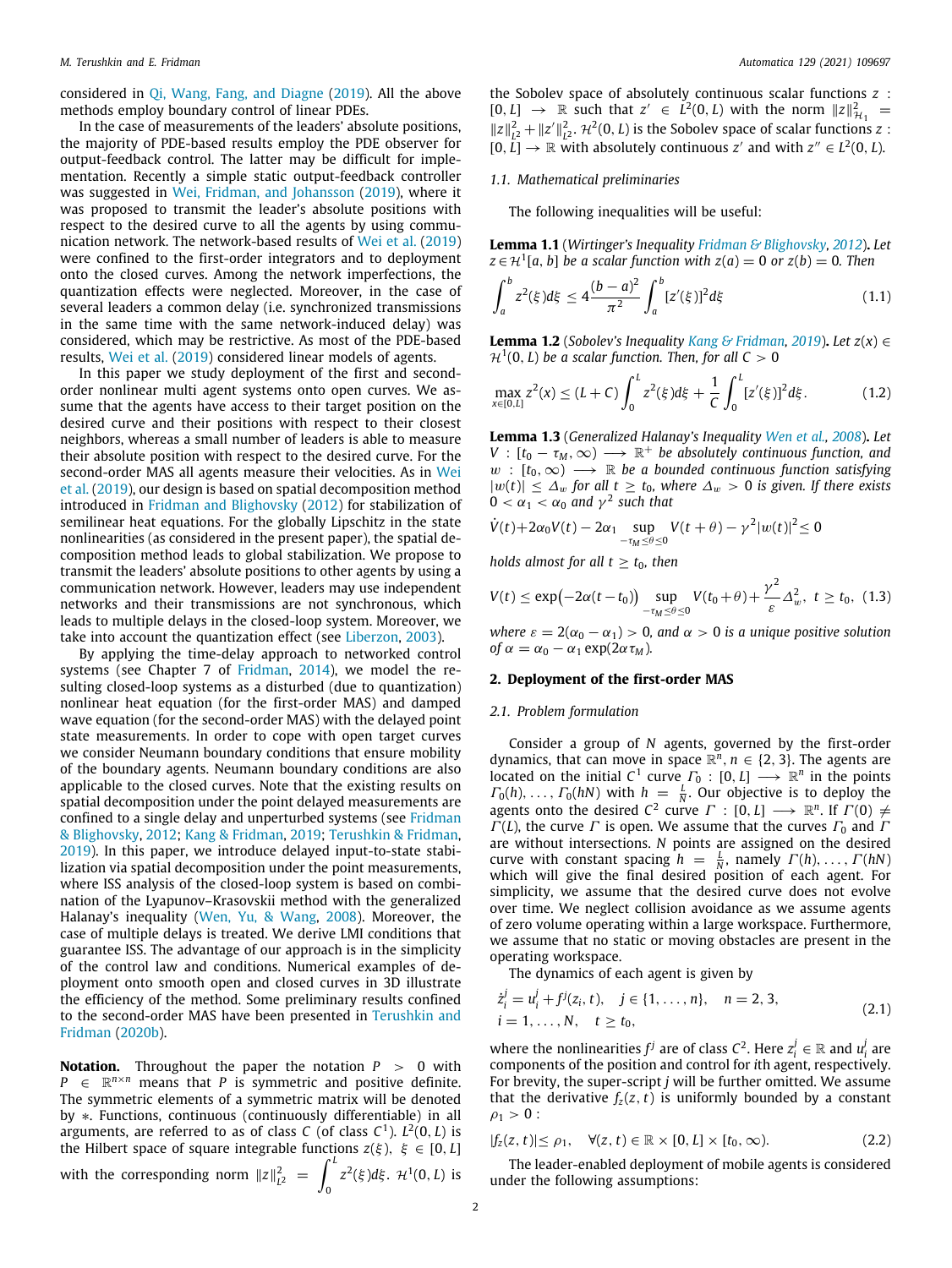considered in Qi, Wang, Fang, and Diagne (2019). All the above methods employ boundary control of linear PDEs.

In the case of measurements of the leaders' absolute positions, the majority of PDE-based results employ the PDE observer for output-feedback control. The latter may be difficult for implementation. Recently a simple static output-feedback controller was suggested in Wei, Fridman, and Johansson (2019), where it was proposed to transmit the leader's absolute positions with respect to the desired curve to all the agents by using communication network. The network-based results of Wei et al. (2019) were confined to the first-order integrators and to deployment onto the closed curves. Among the network imperfections, the quantization effects were neglected. Moreover, in the case of several leaders a common delay (i.e. synchronized transmissions in the same time with the same network-induced delay) was considered, which may be restrictive. As most of the PDE-based results, Wei et al. (2019) considered linear models of agents.

In this paper we study deployment of the first and second-order nonlinear multi agent systems onto open curves. We assume that the agents have access to their target position on the desired curve and their positions with respect to their closest neighbors, whereas a small number of leaders is able to measure their absolute position with respect to the desired curve. For the second-order MAS all agents measure their velocities. As in Wei et al. (2019), our design is based on spatial decomposition method introduced in Fridman and Blighovsky (2012) for stabilization of semilinear heat equations. For the globally Lipschitz in the state nonlinearities (as considered in the present paper), the spatial decomposition method leads to global stabilization. We propose to transmit the leaders' absolute positions to other agents by using a communication network. However, leaders may use independent networks and their transmissions are not synchronous, which leads to multiple delays in the closed-loop system. Moreover, we take into account the quantization effect (see Liberzon, 2003).

By applying the time-delay approach to networked control systems (see Chapter 7 of Fridman, 2014), we model the resulting closed-loop systems as a disturbed (due to quantization) nonlinear heat equation (for the first-order MAS) and damped wave equation (for the second-order MAS) with the delayed point state measurements. In order to cope with open target curves we consider Neumann boundary conditions that ensure mobility of the boundary agents. Neumann boundary conditions are also applicable to the closed curves. Note that the existing results on spatial decomposition under the point delayed measurements are confined to a single delay and unperturbed systems (see Fridman & Blighovsky, 2012; Kang & Fridman, 2019; Terushkin & Fridman, 2019). In this paper, we introduce delayed input-to-state stabilization via spatial decomposition under the point measurements, where ISS analysis of the closed-loop system is based on combination of the Lyapunov–Krasovskii method with the generalized Halanay's inequality (Wen, Yu, & Wang, 2008). Moreover, the case of multiple delays is treated. We derive LMI conditions that guarantee ISS. The advantage of our approach is in the simplicity of the control law and conditions. Numerical examples of deployment onto smooth open and closed curves in 3D illustrate the efficiency of the method. Some preliminary results confined to the second-order MAS have been presented in Terushkin and Fridman (2020b).

**Notation.** Throughout the paper the notation $P > 0$ with $P \in \mathbb{R}^{n\times n}$ means that $P$ is symmetric and positive definite. The symmetric elements of a symmetric matrix will be denoted by $*$. Functions, continuous (continuously differentiable) in all arguments, are referred to as of class $C$ (of class $C^1$). $L^2(0, L)$ is the Hilbert space of square integrable functions $z(\xi),\ \xi \in [0, L]$ with the corresponding norm $\|z\|^2_{L^2} = \int_0^L z^2(\xi)d\xi$. $\mathcal{H}^1(0, L)$ is the Sobolev space of absolutely continuous scalar functions $z : [0, L] \to \mathbb{R}$ such that $z' \in L^2(0, L)$ with the norm $\|z\|^2_{\mathcal{H}_1} = \|z\|^2_{L^2} + \|z'\|^2_{L^2}$. $\mathcal{H}^2(0, L)$ is the Sobolev space of scalar functions $z : [0, L] \to \mathbb{R}$ with absolutely continuous $z'$ and with $z'' \in L^2(0, L)$.

### 1.1. Mathematical preliminaries

The following inequalities will be useful:

**Lemma 1.1** (*Wirtinger's Inequality Fridman & Blighovsky, 2012*). *Let $z \in \mathcal{H}^1[a, b]$ be a scalar function with $z(a) = 0$ or $z(b) = 0$. Then*

$$\int_a^b z^2(\xi)d\xi \le 4\frac{(b-a)^2}{\pi^2}\int_a^b [z'(\xi)]^2 d\xi \tag{1.1}$$

**Lemma 1.2** (*Sobolev's Inequality Kang & Fridman, 2019*). *Let $z(x) \in \mathcal{H}^1(0, L)$ be a scalar function. Then, for all $C > 0$*

$$\max_{x\in[0,L]} z^2(x) \le (L + C)\int_0^L z^2(\xi)d\xi + \frac{1}{C}\int_0^L [z'(\xi)]^2 d\xi. \tag{1.2}$$

**Lemma 1.3** (*Generalized Halanay's Inequality Wen et al., 2008*). *Let $V : [t_0 - \tau_M, \infty) \longrightarrow \mathbb{R}^+$ be absolutely continuous function, and $w : [t_0, \infty) \longrightarrow \mathbb{R}$ be a bounded continuous function satisfying $|w(t)| \le \Delta_w$ for all $t \ge t_0$, where $\Delta_w > 0$ is given. If there exists $0 < \alpha_1 < \alpha_0$ and $\gamma^2$ such that*

$$\dot V(t) + 2\alpha_0 V(t) - 2\alpha_1 \sup_{-\tau_M\le\theta\le 0} V(t+\theta) - \gamma^2|w(t)|^2 \le 0$$

*holds almost for all $t \ge t_0$, then*

$$V(t) \le \exp\big(-2\alpha(t-t_0)\big)\sup_{-\tau_M\le\theta\le 0} V(t_0+\theta) + \frac{\gamma^2}{\varepsilon}\Delta_w^2,\ \ t\ge t_0, \tag{1.3}$$

*where $\varepsilon = 2(\alpha_0 - \alpha_1) > 0$, and $\alpha > 0$ is a unique positive solution of $\alpha = \alpha_0 - \alpha_1\exp(2\alpha\tau_M)$.*

## 2. Deployment of the first-order MAS

### 2.1. Problem formulation

Consider a group of $N$ agents, governed by the first-order dynamics, that can move in space $\mathbb{R}^n$, $n \in \{2, 3\}$. The agents are located on the initial $C^1$ curve $\Gamma_0 : [0, L] \longrightarrow \mathbb{R}^n$ in the points $\Gamma_0(h), \ldots, \Gamma_0(hN)$ with $h = \frac{L}{N}$. Our objective is to deploy the agents onto the desired $C^2$ curve $\Gamma : [0, L] \longrightarrow \mathbb{R}^n$. If $\Gamma(0) \ne \Gamma(L)$, the curve $\Gamma$ is open. We assume that the curves $\Gamma_0$ and $\Gamma$ are without intersections. $N$ points are assigned on the desired curve with constant spacing $h = \frac{L}{N}$, namely $\Gamma(h), \ldots, \Gamma(hN)$ which will give the final desired position of each agent. For simplicity, we assume that the desired curve does not evolve over time. We neglect collision avoidance as we assume agents of zero volume operating within a large workspace. Furthermore, we assume that no static or moving obstacles are present in the operating workspace.

The dynamics of each agent is given by

$$\begin{aligned}
&\dot z_i^j = u_i^j + f^j(z_i, t),\quad j\in\{1,\ldots,n\},\quad n = 2, 3,\\
&i = 1,\ldots,N,\quad t\ge t_0,
\end{aligned} \tag{2.1}$$

where the nonlinearities $f^j$ are of class $C^2$. Here $z_i^j \in \mathbb{R}$ and $u_i^j$ are components of the position and control for $i$th agent, respectively. For brevity, the super-script $j$ will be further omitted. We assume that the derivative $f_z(z, t)$ is uniformly bounded by a constant $\rho_1 > 0$ :

$$|f_z(z, t)| \le \rho_1,\quad \forall (z, t) \in \mathbb{R}\times[0, L]\times[t_0, \infty). \tag{2.2}$$

The leader-enabled deployment of mobile agents is considered under the following assumptions: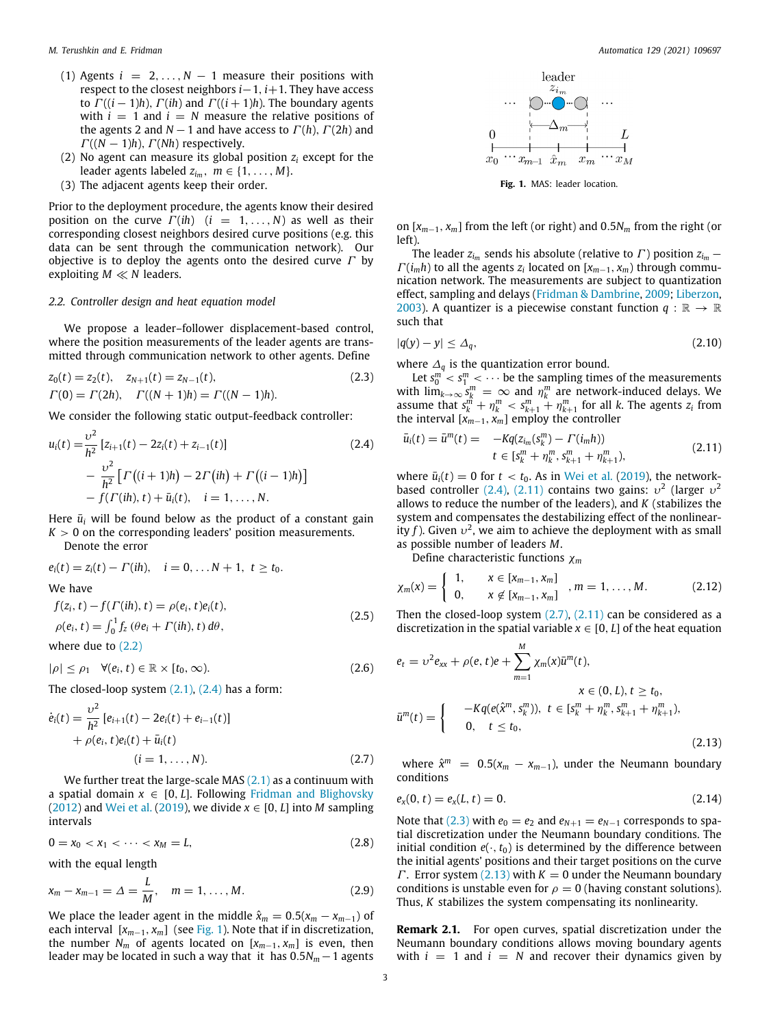(1) Agents $i = 2, \ldots, N-1$ measure their positions with respect to the closest neighbors $i-1, i+1$. They have access to $\Gamma((i-1)h)$, $\Gamma(ih)$ and $\Gamma((i+1)h)$. The boundary agents with $i = 1$ and $i = N$ measure the relative positions of the agents 2 and $N-1$ and have access to $\Gamma(h)$, $\Gamma(2h)$ and $\Gamma((N-1)h)$, $\Gamma(Nh)$ respectively.

(2) No agent can measure its global position $z_i$ except for the leader agents labeled $z_{i_m}$, $m \in \{1, \ldots, M\}$.

(3) The adjacent agents keep their order.

Prior to the deployment procedure, the agents know their desired position on the curve $\Gamma(ih)$ $(i = 1, \ldots, N)$ as well as their corresponding closest neighbors desired curve positions (e.g. this data can be sent through the communication network). Our objective is to deploy the agents onto the desired curve $\Gamma$ by exploiting $M \ll N$ leaders.

### 2.2. Controller design and heat equation model

We propose a leader–follower displacement-based control, where the position measurements of the leader agents are transmitted through communication network to other agents. Define

$$
\begin{aligned}
&z_0(t) = z_2(t), \quad z_{N+1}(t) = z_{N-1}(t), \\
&\Gamma(0) = \Gamma(2h), \quad \Gamma((N+1)h) = \Gamma((N-1)h).
\end{aligned}
\tag{2.3}
$$

We consider the following static output-feedback controller:

$$
\begin{aligned}
u_i(t) =& \frac{\upsilon^2}{h^2}\left[z_{i+1}(t) - 2z_i(t) + z_{i-1}(t)\right] \\
&- \frac{\upsilon^2}{h^2}\left[\Gamma\big((i+1)h\big) - 2\Gamma\big(ih\big) + \Gamma\big((i-1)h\big)\right] \\
&- f(\Gamma(ih), t) + \bar{u}_i(t), \quad i = 1, \ldots, N.
\end{aligned}
\tag{2.4}
$$

Here $\bar{u}_i$ will be found below as the product of a constant gain $K > 0$ on the corresponding leaders' position measurements.

Denote the error

$$
e_i(t) = z_i(t) - \Gamma(ih), \quad i = 0, \ldots N+1, \ t \geq t_0.
$$

We have

$$
\begin{aligned}
&f(z_i, t) - f(\Gamma(ih), t) = \rho(e_i, t)e_i(t), \\
&\rho(e_i, t) = \textstyle\int_0^1 f_z\left(\theta e_i + \Gamma(ih), t\right) d\theta,
\end{aligned}
\tag{2.5}
$$

where due to (2.2)

$$
|\rho| \leq \rho_1 \quad \forall (e_i, t) \in \mathbb{R} \times [t_0, \infty). \tag{2.6}
$$

The closed-loop system (2.1), (2.4) has a form:

$$
\begin{aligned}
\dot{e}_i(t) =& \frac{\upsilon^2}{h^2}\left[e_{i+1}(t) - 2e_i(t) + e_{i-1}(t)\right] \\
&+ \rho(e_i, t)e_i(t) + \bar{u}_i(t) \\
&\qquad (i = 1, \ldots, N).
\end{aligned}
\tag{2.7}
$$

We further treat the large-scale MAS (2.1) as a continuum with a spatial domain $x \in [0, L]$. Following Fridman and Blighovsky (2012) and Wei et al. (2019), we divide $x \in [0, L]$ into $M$ sampling intervals

$$
0 = x_0 < x_1 < \cdots < x_M = L, \tag{2.8}
$$

with the equal length

$$
x_m - x_{m-1} = \Delta = \frac{L}{M}, \quad m = 1, \ldots, M. \tag{2.9}
$$

We place the leader agent in the middle $\hat{x}_m = 0.5(x_m - x_{m-1})$ of each interval $[x_{m-1}, x_m]$ (see Fig. 1). Note that if in discretization, the number $N_m$ of agents located on $[x_{m-1}, x_m]$ is even, then leader may be located in such a way that it has $0.5N_m - 1$ agents on $[x_{m-1}, x_m]$ from the left (or right) and $0.5N_m$ from the right (or left).

**Fig. 1.** MAS: leader location.

The leader $z_{i_m}$ sends his absolute (relative to $\Gamma$) position $z_{i_m} - \Gamma(i_m h)$ to all the agents $z_i$ located on $[x_{m-1}, x_m)$ through communication network. The measurements are subject to quantization effect, sampling and delays (Fridman & Dambrine, 2009; Liberzon, 2003). A quantizer is a piecewise constant function $q : \mathbb{R} \to \mathbb{R}$ such that

$$
|q(y) - y| \leq \Delta_q, \tag{2.10}
$$

where $\Delta_q$ is the quantization error bound.

Let $s_0^m < s_1^m < \cdots$ be the sampling times of the measurements with $\lim_{k\to\infty} s_k^m = \infty$ and $\eta_k^m$ are network-induced delays. We assume that $s_k^m + \eta_k^m < s_{k+1}^m + \eta_{k+1}^m$ for all $k$. The agents $z_i$ from the interval $[x_{m-1}, x_m]$ employ the controller

$$
\begin{aligned}
\bar{u}_i(t) = \bar{u}^m(t) = &\quad -Kq(z_{i_m}(s_k^m) - \Gamma(i_m h)) \\
&\qquad t \in [s_k^m + \eta_k^m, s_{k+1}^m + \eta_{k+1}^m),
\end{aligned}
\tag{2.11}
$$

where $\bar{u}_i(t) = 0$ for $t < t_0$. As in Wei et al. (2019), the network-based controller (2.4), (2.11) contains two gains: $\upsilon^2$ (larger $\upsilon^2$ allows to reduce the number of the leaders), and $K$ (stabilizes the system and compensates the destabilizing effect of the nonlinearity $f$). Given $\upsilon^2$, we aim to achieve the deployment with as small as possible number of leaders $M$.

Define characteristic functions $\chi_m$

$$
\chi_m(x) = \left\{ \begin{array}{ll} 1, & x \in [x_{m-1}, x_m] \\ 0, & x \notin [x_{m-1}, x_m] \end{array} \right. , m = 1, \ldots, M. \tag{2.12}
$$

Then the closed-loop system (2.7), (2.11) can be considered as a discretization in the spatial variable $x \in [0, L]$ of the heat equation

$$
\begin{aligned}
&e_t = \upsilon^2 e_{xx} + \rho(e, t)e + \sum_{m=1}^{M} \chi_m(x)\bar{u}^m(t), \\
&\qquad\qquad\qquad\qquad x \in (0, L), t \geq t_0, \\
&\bar{u}^m(t) = \left\{ \begin{array}{l} -Kq(e(\hat{x}^m, s_k^m)), \ t \in [s_k^m + \eta_k^m, s_{k+1}^m + \eta_{k+1}^m), \\ 0, \quad t \leq t_0, \end{array} \right.
\end{aligned}
\tag{2.13}
$$

where $\hat{x}^m = 0.5(x_m - x_{m-1})$, under the Neumann boundary conditions

$$
e_x(0, t) = e_x(L, t) = 0. \tag{2.14}
$$

Note that (2.3) with $e_0 = e_2$ and $e_{N+1} = e_{N-1}$ corresponds to spatial discretization under the Neumann boundary conditions. The initial condition $e(\cdot, t_0)$ is determined by the difference between the initial agents' positions and their target positions on the curve $\Gamma$. Error system (2.13) with $K = 0$ under the Neumann boundary conditions is unstable even for $\rho = 0$ (having constant solutions). Thus, $K$ stabilizes the system compensating its nonlinearity.

**Remark 2.1.** For open curves, spatial discretization under the Neumann boundary conditions allows moving boundary agents with $i = 1$ and $i = N$ and recover their dynamics given by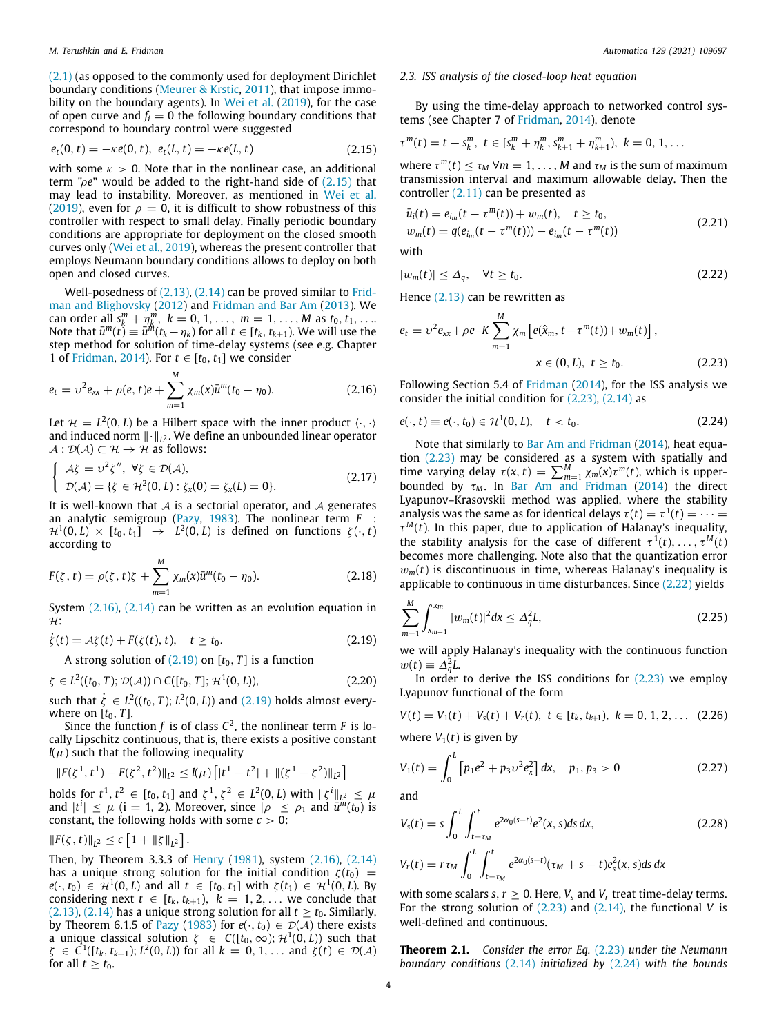(2.1) (as opposed to the commonly used for deployment Dirichlet boundary conditions (Meurer & Krstic, 2011), that impose immobility on the boundary agents). In Wei et al. (2019), for the case of open curve and $f_i = 0$ the following boundary conditions that correspond to boundary control were suggested

$$e_t(0,t) = -\kappa e(0,t), \;\; e_t(L,t) = -\kappa e(L,t) \tag{2.15}$$

with some $\kappa > 0$. Note that in the nonlinear case, an additional term "$\rho e$" would be added to the right-hand side of (2.15) that may lead to instability. Moreover, as mentioned in Wei et al. (2019), even for $\rho = 0$, it is difficult to show robustness of this controller with respect to small delay. Finally periodic boundary conditions are appropriate for deployment on the closed smooth curves only (Wei et al., 2019), whereas the present controller that employs Neumann boundary conditions allows to deploy on both open and closed curves.

Well-posedness of (2.13), (2.14) can be proved similar to Fridman and Blighovsky (2012) and Fridman and Bar Am (2013). We can order all $s_k^m + \eta_k^m$, $k = 0, 1, \ldots$, $m = 1, \ldots, M$ as $t_0, t_1, \ldots$. Note that $\bar{u}^m(t) \equiv \bar{u}^m(t_k - \eta_k)$ for all $t \in [t_k, t_{k+1})$. We will use the step method for solution of time-delay systems (see e.g. Chapter 1 of Fridman, 2014). For $t \in [t_0, t_1]$ we consider

$$e_t = \upsilon^2 e_{xx} + \rho(e,t)e + \sum_{m=1}^{M} \chi_m(x)\bar{u}^m(t_0 - \eta_0). \tag{2.16}$$

Let $\mathcal{H} = L^2(0,L)$ be a Hilbert space with the inner product $\langle \cdot, \cdot \rangle$ and induced norm $\|\cdot\|_{L^2}$. We define an unbounded linear operator $\mathcal{A} : \mathcal{D}(\mathcal{A}) \subset \mathcal{H} \to \mathcal{H}$ as follows:

$$\begin{cases} \mathcal{A}\zeta = \upsilon^2 \zeta'', \;\; \forall \zeta \in \mathcal{D}(\mathcal{A}), \\ \mathcal{D}(\mathcal{A}) = \{\zeta \in \mathcal{H}^2(0,L) : \zeta_x(0) = \zeta_x(L) = 0\}. \end{cases} \tag{2.17}$$

It is well-known that $\mathcal{A}$ is a sectorial operator, and $\mathcal{A}$ generates an analytic semigroup (Pazy, 1983). The nonlinear term $F : \mathcal{H}^1(0,L) \times [t_0, t_1] \to L^2(0,L)$ is defined on functions $\zeta(\cdot, t)$ according to

$$F(\zeta, t) = \rho(\zeta, t)\zeta + \sum_{m=1}^{M} \chi_m(x)\bar{u}^m(t_0 - \eta_0). \tag{2.18}$$

System (2.16), (2.14) can be written as an evolution equation in $\mathcal{H}$:

$$\dot{\zeta}(t) = \mathcal{A}\zeta(t) + F(\zeta(t), t), \quad t \geq t_0. \tag{2.19}$$

A strong solution of (2.19) on $[t_0, T]$ is a function

$$\zeta \in L^2((t_0,T); \mathcal{D}(\mathcal{A})) \cap C([t_0,T]; \mathcal{H}^1(0,L)), \tag{2.20}$$

such that $\dot{\zeta} \in L^2((t_0,T); L^2(0,L))$ and (2.19) holds almost everywhere on $[t_0, T]$.

Since the function $f$ is of class $C^2$, the nonlinear term $F$ is locally Lipschitz continuous, that is, there exists a positive constant $l(\mu)$ such that the following inequality

$$\|F(\zeta^1, t^1) - F(\zeta^2, t^2)\|_{L^2} \leq l(\mu)\left[|t^1 - t^2| + \|(\zeta^1 - \zeta^2)\|_{L^2}\right]$$

holds for $t^1, t^2 \in [t_0, t_1]$ and $\zeta^1, \zeta^2 \in L^2(0,L)$ with $\|\zeta^i\|_{L^2} \leq \mu$ and $|t^i| \leq \mu$ (i = 1, 2). Moreover, since $|\rho| \leq \rho_1$ and $\bar{u}^m(t_0)$ is constant, the following holds with some $c > 0$:

$$\|F(\zeta, t)\|_{L^2} \leq c\left[1 + \|\zeta\|_{L^2}\right].$$

Then, by Theorem 3.3.3 of Henry (1981), system (2.16), (2.14) has a unique strong solution for the initial condition $\zeta(t_0) = e(\cdot, t_0) \in \mathcal{H}^1(0,L)$ and all $t \in [t_0, t_1]$ with $\zeta(t_1) \in \mathcal{H}^1(0,L)$. By considering next $t \in [t_k, t_{k+1})$, $k = 1, 2, \ldots$ we conclude that (2.13), (2.14) has a unique strong solution for all $t \geq t_0$. Similarly, by Theorem 6.1.5 of Pazy (1983) for $e(\cdot, t_0) \in \mathcal{D}(\mathcal{A})$ there exists a unique classical solution $\zeta \in C([t_0, \infty); \mathcal{H}^1(0,L))$ such that $\zeta \in C^1([t_k, t_{k+1}); L^2(0,L))$ for all $k = 0, 1, \ldots$ and $\zeta(t) \in \mathcal{D}(\mathcal{A})$ for all $t \geq t_0$.

### 2.3. ISS analysis of the closed-loop heat equation

By using the time-delay approach to networked control systems (see Chapter 7 of Fridman, 2014), denote

$$\tau^m(t) = t - s_k^m, \;\; t \in [s_k^m + \eta_k^m, s_{k+1}^m + \eta_{k+1}^m), \;\; k = 0, 1, \ldots$$

where $\tau^m(t) \leq \tau_M \; \forall m = 1, \ldots, M$ and $\tau_M$ is the sum of maximum transmission interval and maximum allowable delay. Then the controller (2.11) can be presented as

$$\begin{aligned} &\bar{u}_i(t) = e_{i_m}(t - \tau^m(t)) + w_m(t), \quad t \geq t_0, \\ &w_m(t) = q(e_{i_m}(t - \tau^m(t))) - e_{i_m}(t - \tau^m(t)) \end{aligned} \tag{2.21}$$

with

$$|w_m(t)| \leq \Delta_q, \quad \forall t \geq t_0. \tag{2.22}$$

Hence (2.13) can be rewritten as

$$e_t = \upsilon^2 e_{xx} + \rho e - K\sum_{m=1}^{M} \chi_m \left[e(\hat{x}_m, t - \tau^m(t)) + w_m(t)\right], \quad x \in (0,L), \; t \geq t_0. \tag{2.23}$$

Following Section 5.4 of Fridman (2014), for the ISS analysis we consider the initial condition for (2.23), (2.14) as

$$e(\cdot, t) \equiv e(\cdot, t_0) \in \mathcal{H}^1(0,L), \quad t < t_0. \tag{2.24}$$

Note that similarly to Bar Am and Fridman (2014), heat equation (2.23) may be considered as a system with spatially and time varying delay $\tau(x,t) = \sum_{m=1}^{M} \chi_m(x)\tau^m(t)$, which is upper-bounded by $\tau_M$. In Bar Am and Fridman (2014) the direct Lyapunov–Krasovskii method was applied, where the stability analysis was the same as for identical delays $\tau(t) = \tau^1(t) = \cdots = \tau^M(t)$. In this paper, due to application of Halanay's inequality, the stability analysis for the case of different $\tau^1(t), \ldots, \tau^M(t)$ becomes more challenging. Note also that the quantization error $w_m(t)$ is discontinuous in time, whereas Halanay's inequality is applicable to continuous in time disturbances. Since (2.22) yields

$$\sum_{m=1}^{M} \int_{x_{m-1}}^{x_m} |w_m(t)|^2 dx \leq \Delta_q^2 L, \tag{2.25}$$

we will apply Halanay's inequality with the continuous function $w(t) \equiv \Delta_q^2 L$.

In order to derive the ISS conditions for (2.23) we employ Lyapunov functional of the form

$$V(t) = V_1(t) + V_s(t) + V_r(t), \;\; t \in [t_k, t_{k+1}), \;\; k = 0, 1, 2, \ldots \tag{2.26}$$

where $V_1(t)$ is given by

$$V_1(t) = \int_0^L \left[p_1 e^2 + p_3 \upsilon^2 e_x^2\right] dx, \quad p_1, p_3 > 0 \tag{2.27}$$

and

$$V_s(t) = s\int_0^L \int_{t-\tau_M}^{t} e^{2\alpha_0(s-t)} e^2(x,s) ds\, dx, \tag{2.28}$$

$$V_r(t) = r\tau_M \int_0^L \int_{t-\tau_M}^{t} e^{2\alpha_0(s-t)} (\tau_M + s - t) e_s^2(x,s) ds\, dx$$

with some scalars $s, r \geq 0$. Here, $V_s$ and $V_r$ treat time-delay terms. For the strong solution of (2.23) and (2.14), the functional $V$ is well-defined and continuous.

**Theorem 2.1.** *Consider the error Eq. (2.23) under the Neumann boundary conditions (2.14) initialized by (2.24) with the bounds*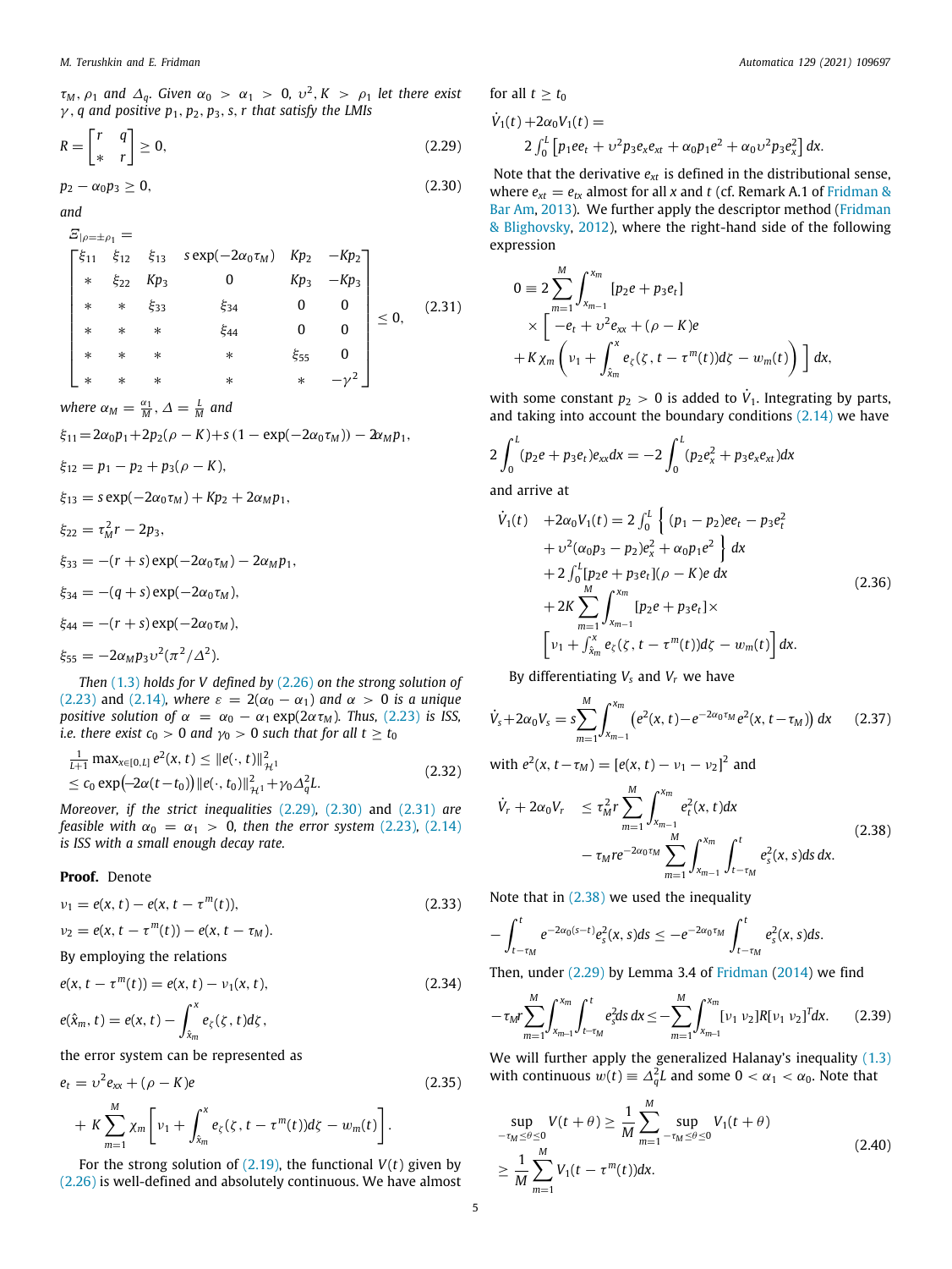$\tau_M, \rho_1$ and $\Delta_q$. Given $\alpha_0 > \alpha_1 > 0$, $\upsilon^2, K > \rho_1$ let there exist $\gamma, q$ and positive $p_1, p_2, p_3, s, r$ that satisfy the LMIs

$$R = \begin{bmatrix} r & q \\ * & r \end{bmatrix} \geq 0, \tag{2.29}$$

$$p_2 - \alpha_0 p_3 \geq 0, \tag{2.30}$$

and

$$\Xi_{|\rho=\pm\rho_1} = \begin{bmatrix} \xi_{11} & \xi_{12} & \xi_{13} & s\exp(-2\alpha_0\tau_M) & Kp_2 & -Kp_2 \\ * & \xi_{22} & Kp_3 & 0 & Kp_3 & -Kp_3 \\ * & * & \xi_{33} & \xi_{34} & 0 & 0 \\ * & * & * & \xi_{44} & 0 & 0 \\ * & * & * & * & \xi_{55} & 0 \\ * & * & * & * & * & -\gamma^2 \end{bmatrix} \leq 0, \tag{2.31}$$

where $\alpha_M = \frac{\alpha_1}{M}$, $\Delta = \frac{L}{M}$ and

$\xi_{11} = 2\alpha_0 p_1 + 2p_2(\rho - K) + s(1 - \exp(-2\alpha_0\tau_M)) - 2\alpha_M p_1,$

$\xi_{12} = p_1 - p_2 + p_3(\rho - K),$

$\xi_{13} = s\exp(-2\alpha_0\tau_M) + Kp_2 + 2\alpha_M p_1,$

$\xi_{22} = \tau_M^2 r - 2p_3,$

$\xi_{33} = -(r+s)\exp(-2\alpha_0\tau_M) - 2\alpha_M p_1,$

$\xi_{34} = -(q+s)\exp(-2\alpha_0\tau_M),$

$\xi_{44} = -(r+s)\exp(-2\alpha_0\tau_M),$

$\xi_{55} = -2\alpha_M p_3 \upsilon^2(\pi^2/\Delta^2).$

*Then (1.3) holds for $V$ defined by (2.26) on the strong solution of (2.23)* and *(2.14), where $\varepsilon = 2(\alpha_0 - \alpha_1)$ and $\alpha > 0$ is a unique positive solution of $\alpha = \alpha_0 - \alpha_1\exp(2\alpha\tau_M)$. Thus, (2.23) is ISS, i.e. there exist $c_0 > 0$ and $\gamma_0 > 0$ such that for all $t \geq t_0$*

$$\begin{aligned} &\tfrac{1}{L+1}\max_{x\in[0,L]} e^2(x,t) \leq \|e(\cdot,t)\|^2_{\mathcal{H}^1} \\ &\leq c_0\exp\big(-2\alpha(t-t_0)\big)\|e(\cdot,t_0)\|^2_{\mathcal{H}^1} + \gamma_0\Delta_q^2 L. \end{aligned} \tag{2.32}$$

*Moreover, if the strict inequalities (2.29), (2.30) and (2.31) are feasible with $\alpha_0 = \alpha_1 > 0$, then the error system (2.23), (2.14) is ISS with a small enough decay rate.*

**Proof.** Denote

$$\nu_1 = e(x,t) - e(x, t - \tau^m(t)), \tag{2.33}$$

$$\nu_2 = e(x, t - \tau^m(t)) - e(x, t - \tau_M).$$

By employing the relations

$$e(x, t - \tau^m(t)) = e(x,t) - \nu_1(x,t), \tag{2.34}$$

$$e(\hat{x}_m, t) = e(x,t) - \int_{\hat{x}_m}^{x} e_\zeta(\zeta, t)d\zeta,$$

the error system can be represented as

$$\begin{aligned} e_t &= \upsilon^2 e_{xx} + (\rho - K)e \\ &+ K\sum_{m=1}^{M}\chi_m\left[\nu_1 + \int_{\hat{x}_m}^{x} e_\zeta(\zeta, t - \tau^m(t))d\zeta - w_m(t)\right]. \end{aligned} \tag{2.35}$$

For the strong solution of (2.19), the functional $V(t)$ given by (2.26) is well-defined and absolutely continuous. We have almost for all $t \geq t_0$

$$\begin{aligned} \dot{V}_1(t) &+ 2\alpha_0 V_1(t) = \\ &2\int_0^L \left[p_1 e e_t + \upsilon^2 p_3 e_x e_{xt} + \alpha_0 p_1 e^2 + \alpha_0 \upsilon^2 p_3 e_x^2\right]dx. \end{aligned}$$

Note that the derivative $e_{xt}$ is defined in the distributional sense, where $e_{xt} = e_{tx}$ almost for all $x$ and $t$ (cf. Remark A.1 of Fridman & Bar Am, 2013). We further apply the descriptor method (Fridman & Blighovsky, 2012), where the right-hand side of the following expression

$$\begin{aligned} 0 \equiv\ & 2\sum_{m=1}^{M}\int_{x_{m-1}}^{x_m}[p_2 e + p_3 e_t] \\ &\times\Bigg[-e_t + \upsilon^2 e_{xx} + (\rho - K)e \\ &+ K\chi_m\left(\nu_1 + \int_{\hat{x}_m}^{x} e_\zeta(\zeta, t - \tau^m(t))d\zeta - w_m(t)\right)\Bigg]dx, \end{aligned}$$

with some constant $p_2 > 0$ is added to $\dot{V}_1$. Integrating by parts, and taking into account the boundary conditions (2.14) we have

$$2\int_0^L (p_2 e + p_3 e_t)e_{xx}dx = -2\int_0^L (p_2 e_x^2 + p_3 e_x e_{xt})dx$$

and arrive at

$$\begin{aligned} \dot{V}_1(t) &+ 2\alpha_0 V_1(t) = 2\int_0^L \Big\{(p_1 - p_2)e e_t - p_3 e_t^2 \\ &+ \upsilon^2(\alpha_0 p_3 - p_2)e_x^2 + \alpha_0 p_1 e^2\Big\}dx \\ &+ 2\int_0^L [p_2 e + p_3 e_t](\rho - K)e\,dx \\ &+ 2K\sum_{m=1}^{M}\int_{x_{m-1}}^{x_m}[p_2 e + p_3 e_t]\times \\ &\left[\nu_1 + \int_{\hat{x}_m}^{x} e_\zeta(\zeta, t - \tau^m(t))d\zeta - w_m(t)\right]dx. \end{aligned} \tag{2.36}$$

By differentiating $V_s$ and $V_r$ we have

$$\dot{V}_s + 2\alpha_0 V_s = s\sum_{m=1}^{M}\int_{x_{m-1}}^{x_m}\left(e^2(x,t) - e^{-2\alpha_0\tau_M}e^2(x, t - \tau_M)\right)dx \tag{2.37}$$

with $e^2(x, t - \tau_M) = [e(x,t) - \nu_1 - \nu_2]^2$ and

$$\begin{aligned} \dot{V}_r + 2\alpha_0 V_r &\leq \tau_M^2 r\sum_{m=1}^{M}\int_{x_{m-1}}^{x_m} e_t^2(x,t)dx \\ &- \tau_M r e^{-2\alpha_0\tau_M}\sum_{m=1}^{M}\int_{x_{m-1}}^{x_m}\int_{t-\tau_M}^{t} e_s^2(x,s)ds\,dx. \end{aligned} \tag{2.38}$$

Note that in (2.38) we used the inequality

$$-\int_{t-\tau_M}^{t} e^{-2\alpha_0(s-t)}e_s^2(x,s)ds \leq -e^{-2\alpha_0\tau_M}\int_{t-\tau_M}^{t} e_s^2(x,s)ds.$$

Then, under (2.29) by Lemma 3.4 of Fridman (2014) we find

$$-\tau_M r\sum_{m=1}^{M}\int_{x_{m-1}}^{x_m}\int_{t-\tau_M}^{t} e_s^2 ds\,dx \leq -\sum_{m=1}^{M}\int_{x_{m-1}}^{x_m}[\nu_1\ \nu_2]R[\nu_1\ \nu_2]^T dx. \tag{2.39}$$

We will further apply the generalized Halanay's inequality (1.3) with continuous $w(t) \equiv \Delta_q^2 L$ and some $0 < \alpha_1 < \alpha_0$. Note that

$$\begin{aligned} &\sup_{-\tau_M \leq \theta \leq 0} V(t+\theta) \geq \frac{1}{M}\sum_{m=1}^{M}\sup_{-\tau_M\leq\theta\leq 0} V_1(t+\theta) \\ &\geq \frac{1}{M}\sum_{m=1}^{M} V_1(t - \tau^m(t))dx. \end{aligned} \tag{2.40}$$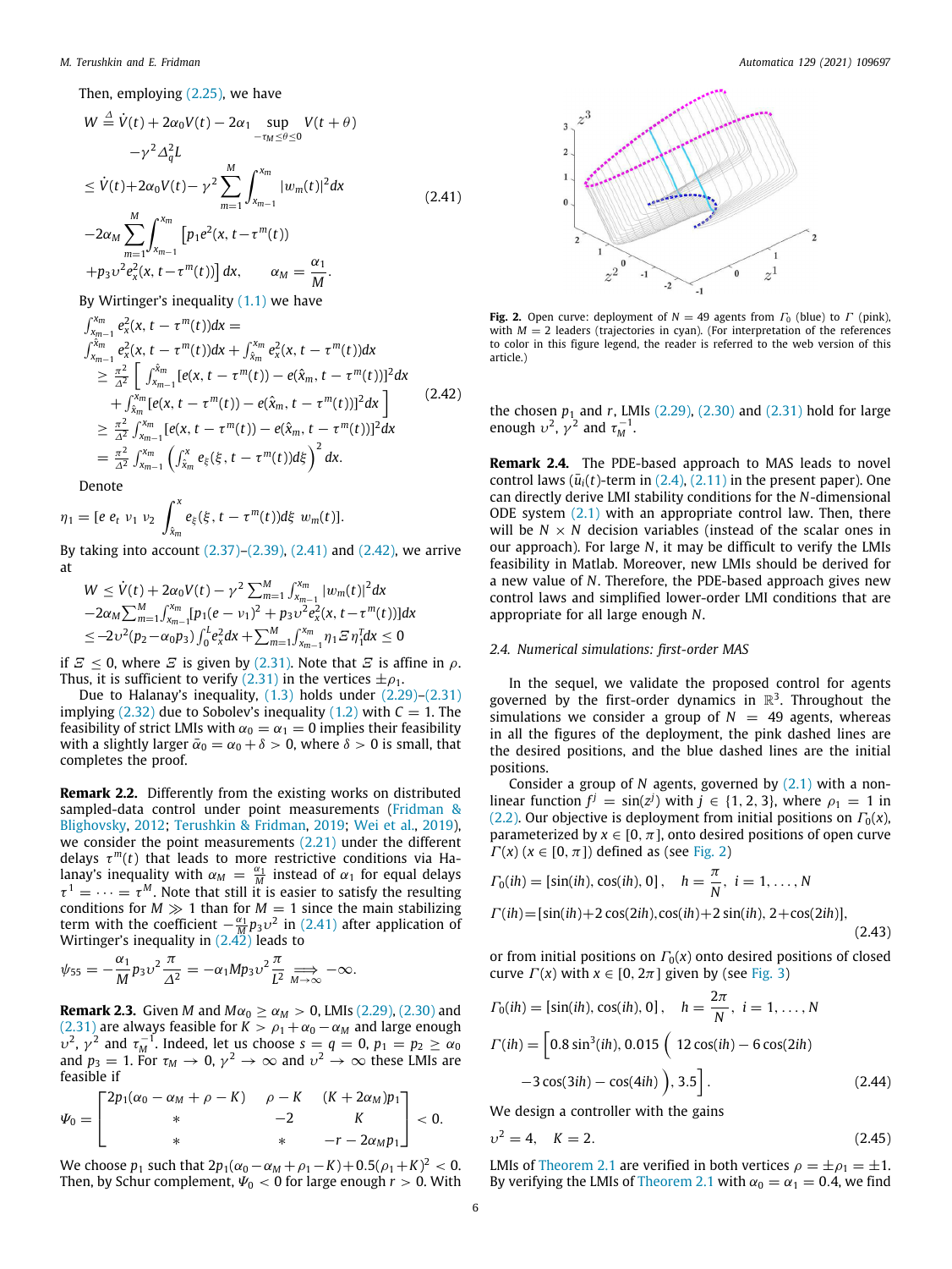Then, employing (2.25), we have

$$
\begin{aligned}
W &\triangleq \dot V(t) + 2\alpha_0 V(t) - 2\alpha_1 \sup_{-\tau_M \le \theta \le 0} V(t+\theta) \\
&\quad -\gamma^2 \Delta_q^2 L \\
&\le \dot V(t) + 2\alpha_0 V(t) - \gamma^2 \sum_{m=1}^{M} \int_{x_{m-1}}^{x_m} |w_m(t)|^2 dx \\
&\quad -2\alpha_M \sum_{m=1}^{M} \int_{x_{m-1}}^{x_m} \left[ p_1 e^2(x, t-\tau^m(t)) \right. \\
&\quad \left. + p_3 \upsilon^2 e_x^2(x, t-\tau^m(t)) \right] dx, \qquad \alpha_M = \frac{\alpha_1}{M}.
\end{aligned}
\tag{2.41}
$$

By Wirtinger's inequality (1.1) we have

$$
\begin{aligned}
&\int_{x_{m-1}}^{x_m} e_x^2(x, t-\tau^m(t)) dx = \\
&\int_{x_{m-1}}^{\hat x_m} e_x^2(x, t-\tau^m(t)) dx + \int_{\hat x_m}^{x_m} e_x^2(x, t-\tau^m(t)) dx \\
&\quad \ge \frac{\pi^2}{\Delta^2} \Big[ \int_{x_{m-1}}^{\hat x_m} [e(x, t-\tau^m(t)) - e(\hat x_m, t-\tau^m(t))]^2 dx \\
&\qquad + \int_{\hat x_m}^{x_m} [e(x, t-\tau^m(t)) - e(\hat x_m, t-\tau^m(t))]^2 dx \Big] \\
&\quad \ge \frac{\pi^2}{\Delta^2} \int_{x_{m-1}}^{x_m} [e(x, t-\tau^m(t)) - e(\hat x_m, t-\tau^m(t))]^2 dx \\
&\quad = \frac{\pi^2}{\Delta^2} \int_{x_{m-1}}^{x_m} \left( \int_{\hat x_m}^{x} e_\xi(\xi, t-\tau^m(t)) d\xi \right)^2 dx.
\end{aligned}
\tag{2.42}
$$

Denote

$$
\eta_1 = [e \; e_t \; v_1 \; v_2 \; \int_{\hat x_m}^{x} e_\xi(\xi, t-\tau^m(t)) d\xi \; w_m(t)].
$$

By taking into account (2.37)–(2.39), (2.41) and (2.42), we arrive at

$$
\begin{aligned}
&W \le \dot V(t) + 2\alpha_0 V(t) - \gamma^2 \textstyle\sum_{m=1}^{M} \int_{x_{m-1}}^{x_m} |w_m(t)|^2 dx \\
&-2\alpha_M \textstyle\sum_{m=1}^{M} \int_{x_{m-1}}^{x_m} [p_1(e-v_1)^2 + p_3 \upsilon^2 e_x^2(x, t-\tau^m(t))] dx \\
&\le -2\upsilon^2(p_2 - \alpha_0 p_3) \textstyle\int_0^L e_x^2 dx + \sum_{m=1}^{M} \int_{x_{m-1}}^{x_m} \eta_1 \Xi \eta_1^T dx \le 0
\end{aligned}
$$

if $\Xi \le 0$, where $\Xi$ is given by (2.31). Note that $\Xi$ is affine in $\rho$. Thus, it is sufficient to verify (2.31) in the vertices $\pm\rho_1$.

Due to Halanay's inequality, (1.3) holds under (2.29)–(2.31) implying (2.32) due to Sobolev's inequality (1.2) with $C = 1$. The feasibility of strict LMIs with $\alpha_0 = \alpha_1 = 0$ implies their feasibility with a slightly larger $\bar\alpha_0 = \alpha_0 + \delta > 0$, where $\delta > 0$ is small, that completes the proof.

**Remark 2.2.** Differently from the existing works on distributed sampled-data control under point measurements (Fridman & Blighovsky, 2012; Terushkin & Fridman, 2019; Wei et al., 2019), we consider the point measurements (2.21) under the different delays $\tau^m(t)$ that leads to more restrictive conditions via Halanay's inequality with $\alpha_M = \frac{\alpha_1}{M}$ instead of $\alpha_1$ for equal delays $\tau^1 = \cdots = \tau^M$. Note that still it is easier to satisfy the resulting conditions for $M \gg 1$ than for $M = 1$ since the main stabilizing term with the coefficient $-\frac{\alpha_1}{M} p_3 \upsilon^2$ in (2.41) after application of Wirtinger's inequality in (2.42) leads to

$$
\psi_{55} = -\frac{\alpha_1}{M} p_3 \upsilon^2 \frac{\pi}{\Delta^2} = -\alpha_1 M p_3 \upsilon^2 \frac{\pi}{L^2} \underset{M\to\infty}{\Longrightarrow} -\infty.
$$

**Remark 2.3.** Given $M$ and $M\alpha_0 \ge \alpha_M > 0$, LMIs (2.29), (2.30) and (2.31) are always feasible for $K > \rho_1 + \alpha_0 - \alpha_M$ and large enough $\upsilon^2$, $\gamma^2$ and $\tau_M^{-1}$. Indeed, let us choose $s = q = 0$, $p_1 = p_2 \ge \alpha_0$ and $p_3 = 1$. For $\tau_M \to 0$, $\gamma^2 \to \infty$ and $\upsilon^2 \to \infty$ these LMIs are feasible if

$$
\Psi_0 = \begin{bmatrix} 2p_1(\alpha_0 - \alpha_M + \rho - K) & \rho - K & (K + 2\alpha_M)p_1 \\ * & -2 & K \\ * & * & -r - 2\alpha_M p_1 \end{bmatrix} < 0.
$$

We choose $p_1$ such that $2p_1(\alpha_0 - \alpha_M + \rho_1 - K) + 0.5(\rho_1 + K)^2 < 0$. Then, by Schur complement, $\Psi_0 < 0$ for large enough $r > 0$. With the chosen $p_1$ and $r$, LMIs (2.29), (2.30) and (2.31) hold for large enough $\upsilon^2$, $\gamma^2$ and $\tau_M^{-1}$.

Fig. 2. Open curve: deployment of $N = 49$ agents from $\Gamma_0$ (blue) to $\Gamma$ (pink), with $M = 2$ leaders (trajectories in cyan). (For interpretation of the references to color in this figure legend, the reader is referred to the web version of this article.)

**Remark 2.4.** The PDE-based approach to MAS leads to novel control laws ($\bar u_i(t)$-term in (2.4), (2.11) in the present paper). One can directly derive LMI stability conditions for the $N$-dimensional ODE system (2.1) with an appropriate control law. Then, there will be $N \times N$ decision variables (instead of the scalar ones in our approach). For large $N$, it may be difficult to verify the LMIs feasibility in Matlab. Moreover, new LMIs should be derived for a new value of $N$. Therefore, the PDE-based approach gives new control laws and simplified lower-order LMI conditions that are appropriate for all large enough $N$.

### 2.4. Numerical simulations: first-order MAS

In the sequel, we validate the proposed control for agents governed by the first-order dynamics in $\mathbb{R}^3$. Throughout the simulations we consider a group of $N = 49$ agents, whereas in all the figures of the deployment, the pink dashed lines are the desired positions, and the blue dashed lines are the initial positions.

Consider a group of $N$ agents, governed by (2.1) with a nonlinear function $f^j = \sin(z^j)$ with $j \in \{1, 2, 3\}$, where $\rho_1 = 1$ in (2.2). Our objective is deployment from initial positions on $\Gamma_0(x)$, parameterized by $x \in [0, \pi]$, onto desired positions of open curve $\Gamma(x)$ ($x \in [0, \pi]$) defined as (see Fig. 2)

$$
\begin{aligned}
&\Gamma_0(ih) = [\sin(ih), \cos(ih), 0], \quad h = \frac{\pi}{N}, \; i = 1, \ldots, N \\
&\Gamma(ih) = [\sin(ih) + 2\cos(2ih), \cos(ih) + 2\sin(ih), 2 + \cos(2ih)],
\end{aligned}
\tag{2.43}
$$

or from initial positions on $\Gamma_0(x)$ onto desired positions of closed curve $\Gamma(x)$ with $x \in [0, 2\pi]$ given by (see Fig. 3)

$$
\begin{aligned}
&\Gamma_0(ih) = [\sin(ih), \cos(ih), 0], \quad h = \frac{2\pi}{N}, \; i = 1, \ldots, N \\
&\Gamma(ih) = \Big[0.8\sin^3(ih), 0.015 \Big( 12\cos(ih) - 6\cos(2ih) \\
&\qquad -3\cos(3ih) - \cos(4ih) \Big), 3.5 \Big].
\end{aligned}
\tag{2.44}
$$

We design a controller with the gains

$$
\upsilon^2 = 4, \quad K = 2. \tag{2.45}
$$

LMIs of Theorem 2.1 are verified in both vertices $\rho = \pm\rho_1 = \pm 1$. By verifying the LMIs of Theorem 2.1 with $\alpha_0 = \alpha_1 = 0.4$, we find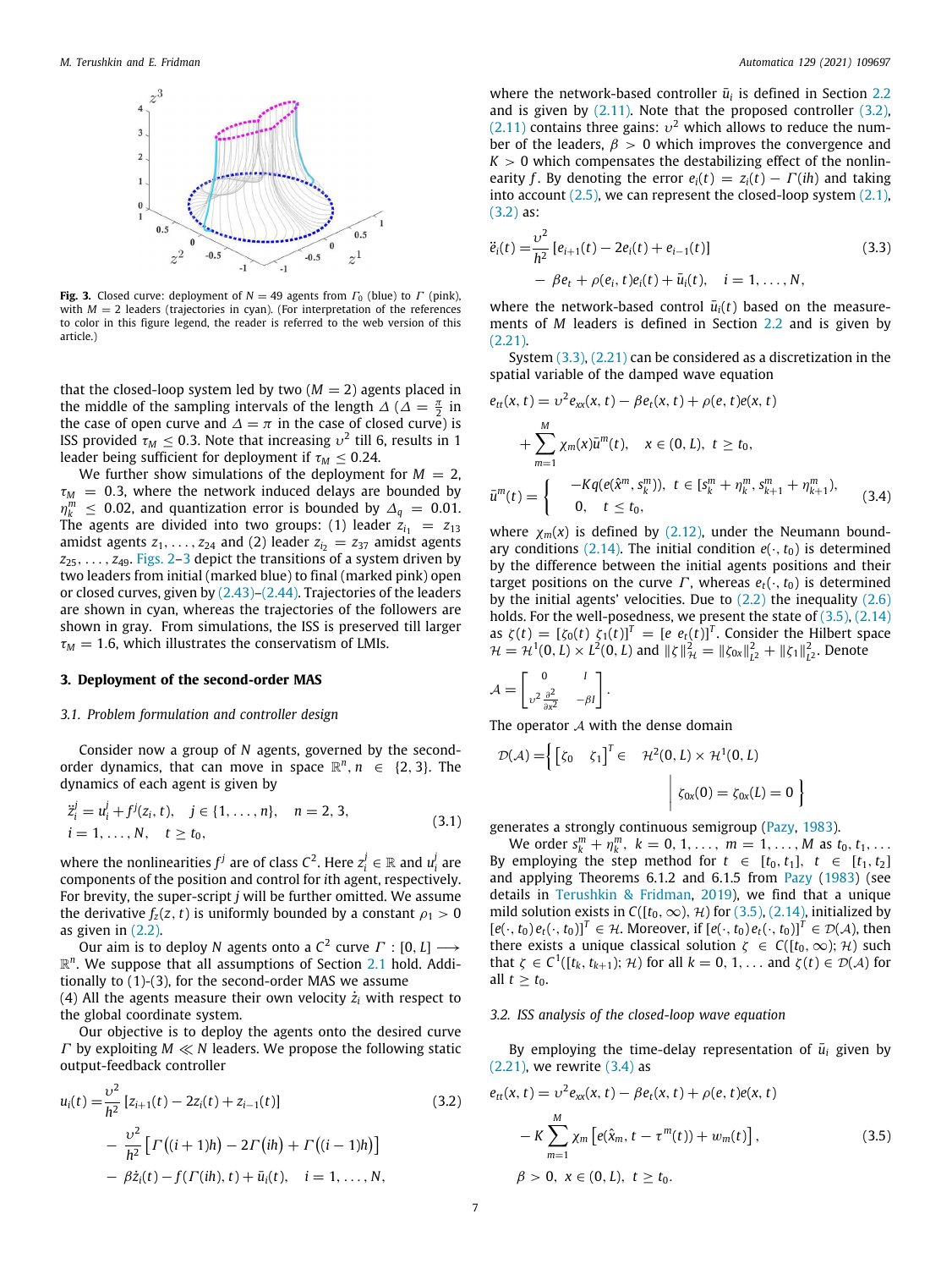**Fig. 3.** Closed curve: deployment of $N = 49$ agents from $\Gamma_0$ (blue) to $\Gamma$ (pink), with $M = 2$ leaders (trajectories in cyan). (For interpretation of the references to color in this figure legend, the reader is referred to the web version of this article.)

that the closed-loop system led by two ($M = 2$) agents placed in the middle of the sampling intervals of the length $\Delta$ ($\Delta = \frac{\pi}{2}$ in the case of open curve and $\Delta = \pi$ in the case of closed curve) is ISS provided $\tau_M \leq 0.3$. Note that increasing $\upsilon^2$ till 6, results in 1 leader being sufficient for deployment if $\tau_M \leq 0.24$.

We further show simulations of the deployment for $M = 2$, $\tau_M = 0.3$, where the network induced delays are bounded by $\eta_k^m \leq 0.02$, and quantization error is bounded by $\Delta_q = 0.01$. The agents are divided into two groups: (1) leader $z_{i_1} = z_{13}$ amidst agents $z_1, \ldots, z_{24}$ and (2) leader $z_{i_2} = z_{37}$ amidst agents $z_{25}, \ldots, z_{49}$. Figs. 2–3 depict the transitions of a system driven by two leaders from initial (marked blue) to final (marked pink) open or closed curves, given by (2.43)–(2.44). Trajectories of the leaders are shown in cyan, whereas the trajectories of the followers are shown in gray. From simulations, the ISS is preserved till larger $\tau_M = 1.6$, which illustrates the conservatism of LMIs.

## 3. Deployment of the second-order MAS

### 3.1. Problem formulation and controller design

Consider now a group of $N$ agents, governed by the second-order dynamics, that can move in space $\mathbb{R}^n, n \in \{2, 3\}$. The dynamics of each agent is given by

$$
\begin{aligned}
&\ddot{z}_i^j = u_i^j + f^j(z_i, t), \quad j \in \{1, \ldots, n\}, \quad n = 2, 3, \\
&i = 1, \ldots, N, \quad t \geq t_0,
\end{aligned}
\tag{3.1}
$$

where the nonlinearities $f^j$ are of class $C^2$. Here $z_i^j \in \mathbb{R}$ and $u_i^j$ are components of the position and control for $i$th agent, respectively. For brevity, the super-script $j$ will be further omitted. We assume the derivative $f_z(z, t)$ is uniformly bounded by a constant $\rho_1 > 0$ as given in (2.2).

Our aim is to deploy $N$ agents onto a $C^2$ curve $\Gamma : [0, L] \longrightarrow \mathbb{R}^n$. We suppose that all assumptions of Section 2.1 hold. Additionally to (1)-(3), for the second-order MAS we assume
(4) All the agents measure their own velocity $\dot{z}_i$ with respect to the global coordinate system.

Our objective is to deploy the agents onto the desired curve $\Gamma$ by exploiting $M \ll N$ leaders. We propose the following static output-feedback controller

$$
\begin{aligned}
u_i(t) =& \frac{\upsilon^2}{h^2}\left[z_{i+1}(t) - 2z_i(t) + z_{i-1}(t)\right] \\
&- \frac{\upsilon^2}{h^2}\left[\Gamma\big((i+1)h\big) - 2\Gamma\big(ih\big) + \Gamma\big((i-1)h\big)\right] \\
&- \beta\dot{z}_i(t) - f(\Gamma(ih), t) + \bar{u}_i(t), \quad i = 1, \ldots, N,
\end{aligned}
\tag{3.2}
$$

where the network-based controller $\bar{u}_i$ is defined in Section 2.2 and is given by (2.11). Note that the proposed controller (3.2), (2.11) contains three gains: $\upsilon^2$ which allows to reduce the number of the leaders, $\beta > 0$ which improves the convergence and $K > 0$ which compensates the destabilizing effect of the nonlinearity $f$. By denoting the error $e_i(t) = z_i(t) - \Gamma(ih)$ and taking into account (2.5), we can represent the closed-loop system (2.1), (3.2) as:

$$
\begin{aligned}
\ddot{e}_i(t) =& \frac{\upsilon^2}{h^2}\left[e_{i+1}(t) - 2e_i(t) + e_{i-1}(t)\right] \\
&- \beta e_t + \rho(e_i, t)e_i(t) + \bar{u}_i(t), \quad i = 1, \ldots, N,
\end{aligned}
\tag{3.3}
$$

where the network-based control $\bar{u}_i(t)$ based on the measurements of $M$ leaders is defined in Section 2.2 and is given by (2.21).

System (3.3), (2.21) can be considered as a discretization in the spatial variable of the damped wave equation

$$
\begin{aligned}
&e_{tt}(x, t) = \upsilon^2 e_{xx}(x, t) - \beta e_t(x, t) + \rho(e, t)e(x, t) \\
&\quad + \sum_{m=1}^{M} \chi_m(x)\bar{u}^m(t), \quad x \in (0, L), \ t \geq t_0, \\
&\bar{u}^m(t) = \begin{cases} -Kq(e(\hat{x}^m, s_k^m)), & t \in [s_k^m + \eta_k^m, s_{k+1}^m + \eta_{k+1}^m), \\ 0, & t \leq t_0, \end{cases}
\end{aligned}
\tag{3.4}
$$

where $\chi_m(x)$ is defined by (2.12), under the Neumann boundary conditions (2.14). The initial condition $e(\cdot, t_0)$ is determined by the difference between the initial agents positions and their target positions on the curve $\Gamma$, whereas $e_t(\cdot, t_0)$ is determined by the initial agents' velocities. Due to (2.2) the inequality (2.6) holds. For the well-posedness, we present the state of (3.5), (2.14) as $\zeta(t) = [\zeta_0(t) \ \zeta_1(t)]^T = [e \ e_t(t)]^T$. Consider the Hilbert space $\mathcal{H} = \mathcal{H}^1(0, L) \times L^2(0, L)$ and $\|\zeta\|_{\mathcal{H}}^2 = \|\zeta_{0x}\|_{L^2}^2 + \|\zeta_1\|_{L^2}^2$. Denote

$$
\mathcal{A} = \begin{bmatrix} 0 & I \\ \upsilon^2 \frac{\partial^2}{\partial x^2} & -\beta I \end{bmatrix}.
$$

The operator $\mathcal{A}$ with the dense domain

$$
\mathcal{D}(\mathcal{A}) = \left\{ \begin{bmatrix} \zeta_0 & \zeta_1 \end{bmatrix}^T \in \mathcal{H}^2(0, L) \times \mathcal{H}^1(0, L) \ \middle| \ \zeta_{0x}(0) = \zeta_{0x}(L) = 0 \right\}
$$

generates a strongly continuous semigroup (Pazy, 1983).

We order $s_k^m + \eta_k^m$, $k = 0, 1, \ldots$, $m = 1, \ldots, M$ as $t_0, t_1, \ldots$ By employing the step method for $t \in [t_0, t_1]$, $t \in [t_1, t_2]$ and applying Theorems 6.1.2 and 6.1.5 from Pazy (1983) (see details in Terushkin & Fridman, 2019), we find that a unique mild solution exists in $C([t_0, \infty), \mathcal{H})$ for (3.5), (2.14), initialized by $[e(\cdot, t_0)\, e_t(\cdot, t_0)]^T \in \mathcal{H}$. Moreover, if $[e(\cdot, t_0)\, e_t(\cdot, t_0)]^T \in \mathcal{D}(\mathcal{A})$, then there exists a unique classical solution $\zeta \in C([t_0, \infty); \mathcal{H})$ such that $\zeta \in C^1([t_k, t_{k+1}); \mathcal{H})$ for all $k = 0, 1, \ldots$ and $\zeta(t) \in \mathcal{D}(\mathcal{A})$ for all $t \geq t_0$.

### 3.2. ISS analysis of the closed-loop wave equation

By employing the time-delay representation of $\bar{u}_i$ given by (2.21), we rewrite (3.4) as

$$
\begin{aligned}
&e_{tt}(x, t) = \upsilon^2 e_{xx}(x, t) - \beta e_t(x, t) + \rho(e, t)e(x, t) \\
&\quad - K\sum_{m=1}^{M} \chi_m\left[e(\hat{x}_m, t - \tau^m(t)) + w_m(t)\right], \\
&\beta > 0, \ x \in (0, L), \ t \geq t_0.
\end{aligned}
\tag{3.5}
$$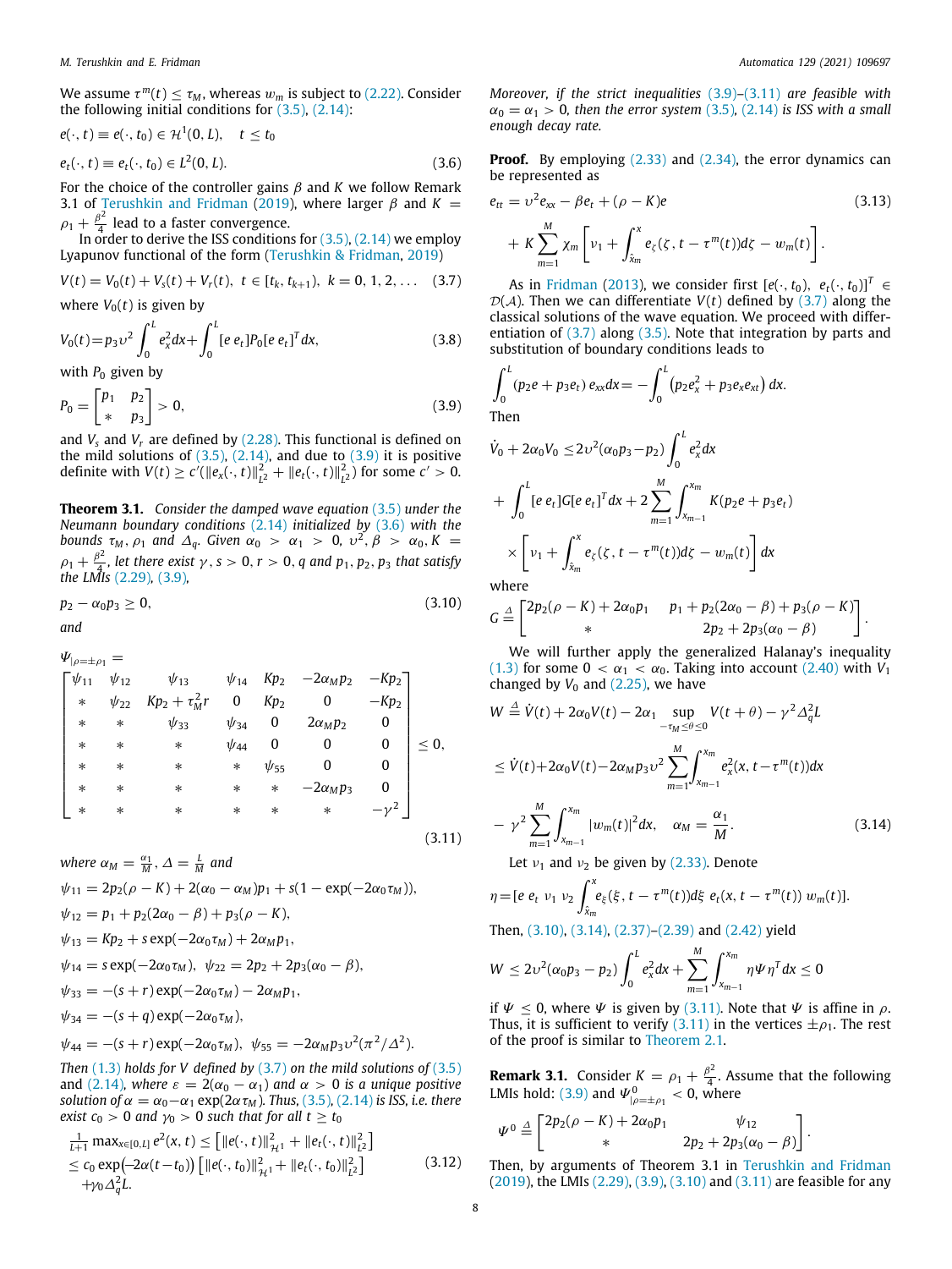We assume $\tau^m(t) \le \tau_M$, whereas $w_m$ is subject to (2.22). Consider the following initial conditions for (3.5), (2.14):

$$e(\cdot,t) \equiv e(\cdot,t_0) \in \mathcal{H}^1(0,L), \quad t \le t_0$$

$$e_t(\cdot,t) \equiv e_t(\cdot,t_0) \in L^2(0,L). \tag{3.6}$$

For the choice of the controller gains $\beta$ and $K$ we follow Remark 3.1 of Terushkin and Fridman (2019), where larger $\beta$ and $K = \rho_1 + \frac{\beta^2}{4}$ lead to a faster convergence.

In order to derive the ISS conditions for (3.5), (2.14) we employ Lyapunov functional of the form (Terushkin & Fridman, 2019)

$$V(t) = V_0(t) + V_s(t) + V_r(t), \ t \in [t_k, t_{k+1}), \ k = 0,1,2,\dots \tag{3.7}$$

where $V_0(t)$ is given by

$$V_0(t) = p_3 \upsilon^2 \int_0^L e_x^2 dx + \int_0^L [e\ e_t] P_0 [e\ e_t]^T dx, \tag{3.8}$$

with $P_0$ given by

$$P_0 = \begin{bmatrix} p_1 & p_2 \\ * & p_3 \end{bmatrix} > 0, \tag{3.9}$$

and $V_s$ and $V_r$ are defined by (2.28). This functional is defined on the mild solutions of (3.5), (2.14), and due to (3.9) it is positive definite with $V(t) \ge c'(\|e_x(\cdot,t)\|^2_{L^2} + \|e_t(\cdot,t)\|^2_{L^2})$ for some $c' > 0$.

**Theorem 3.1.** *Consider the damped wave equation (3.5) under the Neumann boundary conditions (2.14) initialized by (3.6) with the bounds $\tau_M$, $\rho_1$ and $\Delta_q$. Given $\alpha_0 > \alpha_1 > 0$, $\upsilon^2, \beta > \alpha_0, K = \rho_1 + \frac{\beta^2}{4}$, let there exist $\gamma, s > 0$, $r > 0$, $q$ and $p_1, p_2, p_3$ that satisfy the LMIs (2.29), (3.9),*

$$p_2 - \alpha_0 p_3 \ge 0, \tag{3.10}$$

*and*

$$\Psi_{|\rho=\pm\rho_1} = \begin{bmatrix} \psi_{11} & \psi_{12} & \psi_{13} & \psi_{14} & Kp_2 & -2\alpha_M p_2 & -Kp_2 \\ * & \psi_{22} & Kp_2 + \tau_M^2 r & 0 & Kp_2 & 0 & -Kp_2 \\ * & * & \psi_{33} & \psi_{34} & 0 & 2\alpha_M p_2 & 0 \\ * & * & * & \psi_{44} & 0 & 0 & 0 \\ * & * & * & * & \psi_{55} & 0 & 0 \\ * & * & * & * & * & -2\alpha_M p_3 & 0 \\ * & * & * & * & * & * & -\gamma^2 \end{bmatrix} \le 0, \tag{3.11}$$

*where $\alpha_M = \frac{\alpha_1}{M}$, $\Delta = \frac{L}{M}$ and*

$\psi_{11} = 2p_2(\rho - K) + 2(\alpha_0 - \alpha_M)p_1 + s(1 - \exp(-2\alpha_0 \tau_M))$,

$\psi_{12} = p_1 + p_2(2\alpha_0 - \beta) + p_3(\rho - K)$,

$\psi_{13} = Kp_2 + s\exp(-2\alpha_0\tau_M) + 2\alpha_M p_1$,

$\psi_{14} = s\exp(-2\alpha_0\tau_M)$, $\psi_{22} = 2p_2 + 2p_3(\alpha_0 - \beta)$,

$\psi_{33} = -(s+r)\exp(-2\alpha_0\tau_M) - 2\alpha_M p_1$,

$\psi_{34} = -(s+q)\exp(-2\alpha_0\tau_M)$,

$\psi_{44} = -(s+r)\exp(-2\alpha_0\tau_M)$, $\psi_{55} = -2\alpha_M p_3 \upsilon^2(\pi^2/\Delta^2)$.

*Then (1.3) holds for $V$ defined by (3.7) on the mild solutions of (3.5) and (2.14), where $\varepsilon = 2(\alpha_0 - \alpha_1)$ and $\alpha > 0$ is a unique positive solution of $\alpha = \alpha_0 - \alpha_1 \exp(2\alpha\tau_M)$. Thus, (3.5), (2.14) is ISS, i.e. there exist $c_0 > 0$ and $\gamma_0 > 0$ such that for all $t \ge t_0$*

$$\begin{aligned} &\tfrac{1}{L+1}\max_{x\in[0,L]} e^2(x,t) \le \left[\|e(\cdot,t)\|^2_{\mathcal{H}^1} + \|e_t(\cdot,t)\|^2_{L^2}\right] \\ &\le c_0 \exp\big(-2\alpha(t-t_0)\big)\left[\|e(\cdot,t_0)\|^2_{\mathcal{H}^1} + \|e_t(\cdot,t_0)\|^2_{L^2}\right] \\ &\quad + \gamma_0 \Delta_q^2 L. \end{aligned} \tag{3.12}$$

*Moreover, if the strict inequalities (3.9)–(3.11) are feasible with $\alpha_0 = \alpha_1 > 0$, then the error system (3.5), (2.14) is ISS with a small enough decay rate.*

**Proof.** By employing (2.33) and (2.34), the error dynamics can be represented as

$$\begin{aligned} e_{tt} &= \upsilon^2 e_{xx} - \beta e_t + (\rho - K)e \\ &+ K\sum_{m=1}^M \chi_m \left[\nu_1 + \int_{\bar{x}_m}^x e_\zeta(\zeta, t - \tau^m(t))d\zeta - w_m(t)\right]. \end{aligned} \tag{3.13}$$

As in Fridman (2013), we consider first $[e(\cdot,t_0),\ e_t(\cdot,t_0)]^T \in \mathcal{D}(\mathcal{A})$. Then we can differentiate $V(t)$ defined by (3.7) along the classical solutions of the wave equation. We proceed with differentiation of (3.7) along (3.5). Note that integration by parts and substitution of boundary conditions leads to

$$\int_0^L (p_2 e + p_3 e_t)\, e_{xx} dx = -\int_0^L \left(p_2 e_x^2 + p_3 e_x e_{xt}\right) dx.$$

Then

$$\begin{aligned} \dot V_0 + 2\alpha_0 V_0 &\le 2\upsilon^2(\alpha_0 p_3 - p_2)\int_0^L e_x^2 dx \\ &+ \int_0^L [e\ e_t] G [e\ e_t]^T dx + 2\sum_{m=1}^M \int_{x_{m-1}}^{x_m} K(p_2 e + p_3 e_t) \\ &\times \left[\nu_1 + \int_{\bar{x}_m}^x e_\zeta(\zeta, t-\tau^m(t))d\zeta - w_m(t)\right] dx \end{aligned}$$

where

$$G \triangleq \begin{bmatrix} 2p_2(\rho - K) + 2\alpha_0 p_1 & p_1 + p_2(2\alpha_0 - \beta) + p_3(\rho - K) \\ * & 2p_2 + 2p_3(\alpha_0 - \beta) \end{bmatrix}.$$

We will further apply the generalized Halanay's inequality (1.3) for some $0 < \alpha_1 < \alpha_0$. Taking into account (2.40) with $V_1$ changed by $V_0$ and (2.25), we have

$$\begin{aligned} W &\triangleq \dot V(t) + 2\alpha_0 V(t) - 2\alpha_1 \sup_{-\tau_M \le \theta \le 0} V(t+\theta) - \gamma^2 \Delta_q^2 L \\ &\le \dot V(t) + 2\alpha_0 V(t) - 2\alpha_M p_3 \upsilon^2 \sum_{m=1}^M \int_{x_{m-1}}^{x_m} e_x^2(x, t-\tau^m(t))dx \\ &- \gamma^2 \sum_{m=1}^M \int_{x_{m-1}}^{x_m} |w_m(t)|^2 dx, \quad \alpha_M = \frac{\alpha_1}{M}. \end{aligned} \tag{3.14}$$

Let $\nu_1$ and $\nu_2$ be given by (2.33). Denote

$$\eta = [e\ e_t\ \nu_1\ \nu_2\ \int_{\bar{x}_m}^x e_\xi(\xi, t-\tau^m(t))d\xi\ e_t(x, t-\tau^m(t))\ w_m(t)].$$

Then, (3.10), (3.14), (2.37)–(2.39) and (2.42) yield

$$W \le 2\upsilon^2(\alpha_0 p_3 - p_2)\int_0^L e_x^2 dx + \sum_{m=1}^M \int_{x_{m-1}}^{x_m} \eta \Psi \eta^T dx \le 0$$

if $\Psi \le 0$, where $\Psi$ is given by (3.11). Note that $\Psi$ is affine in $\rho$. Thus, it is sufficient to verify (3.11) in the vertices $\pm\rho_1$. The rest of the proof is similar to Theorem 2.1.

**Remark 3.1.** Consider $K = \rho_1 + \frac{\beta^2}{4}$. Assume that the following LMIs hold: (3.9) and $\Psi^0_{|\rho=\pm\rho_1} < 0$, where

$$\Psi^0 \triangleq \begin{bmatrix} 2p_2(\rho - K) + 2\alpha_0 p_1 & \psi_{12} \\ * & 2p_2 + 2p_3(\alpha_0 - \beta) \end{bmatrix}.$$

Then, by arguments of Theorem 3.1 in Terushkin and Fridman (2019), the LMIs (2.29), (3.9), (3.10) and (3.11) are feasible for any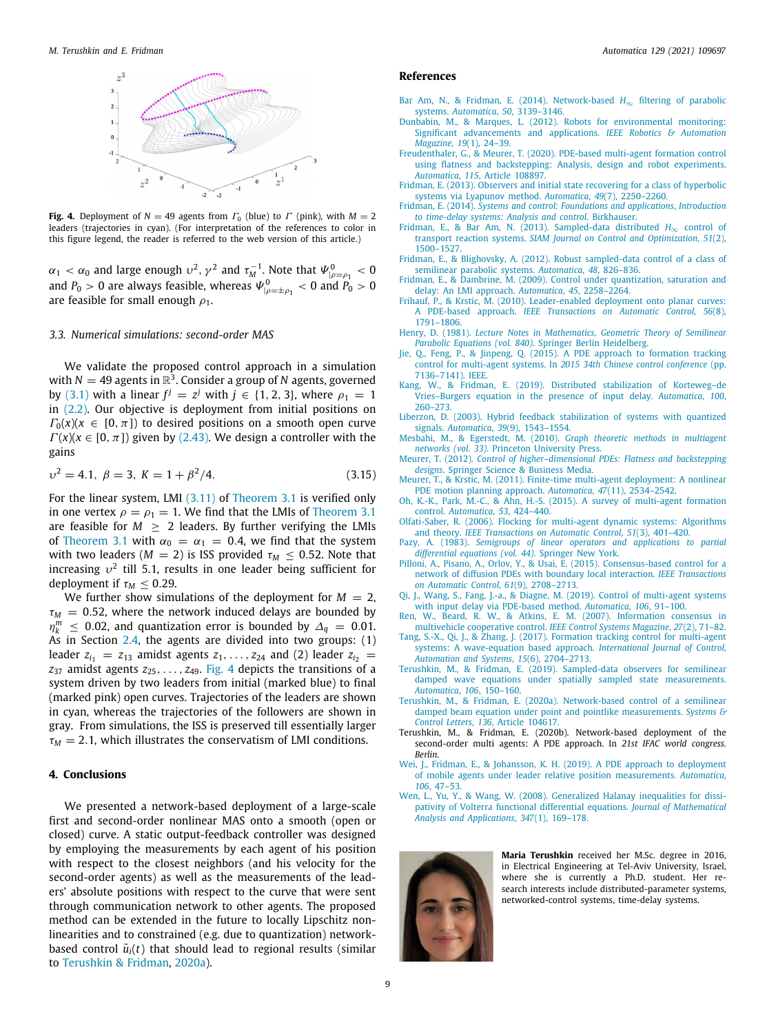**Fig. 4.** Deployment of $N = 49$ agents from $\Gamma_0$ (blue) to $\Gamma$ (pink), with $M = 2$ leaders (trajectories in cyan). (For interpretation of the references to color in this figure legend, the reader is referred to the web version of this article.)

$\alpha_1 < \alpha_0$ and large enough $\upsilon^2, \gamma^2$ and $\tau_M^{-1}$. Note that $\Psi^0_{|\rho=\rho_1} < 0$ and $P_0 > 0$ are always feasible, whereas $\Psi^0_{|\rho=\pm\rho_1} < 0$ and $P_0 > 0$ are feasible for small enough $\rho_1$.

### 3.3. Numerical simulations: second-order MAS

We validate the proposed control approach in a simulation with $N = 49$ agents in $\mathbb{R}^3$. Consider a group of $N$ agents, governed by (3.1) with a linear $f^j = z^j$ with $j \in \{1, 2, 3\}$, where $\rho_1 = 1$ in (2.2). Our objective is deployment from initial positions on $\Gamma_0(x)(x \in [0, \pi])$ to desired positions on a smooth open curve $\Gamma(x)(x \in [0, \pi])$ given by (2.43). We design a controller with the gains

$$\upsilon^2 = 4.1,\ \beta = 3,\ K = 1 + \beta^2/4. \tag{3.15}$$

For the linear system, LMI (3.11) of Theorem 3.1 is verified only in one vertex $\rho = \rho_1 = 1$. We find that the LMIs of Theorem 3.1 are feasible for $M \geq 2$ leaders. By further verifying the LMIs of Theorem 3.1 with $\alpha_0 = \alpha_1 = 0.4$, we find that the system with two leaders ($M = 2$) is ISS provided $\tau_M \leq 0.52$. Note that increasing $\upsilon^2$ till 5.1, results in one leader being sufficient for deployment if $\tau_M \leq 0.29$.

We further show simulations of the deployment for $M = 2$, $\tau_M = 0.52$, where the network induced delays are bounded by $\eta_k^m \leq 0.02$, and quantization error is bounded by $\Delta_q = 0.01$. As in Section 2.4, the agents are divided into two groups: (1) leader $z_{i_1} = z_{13}$ amidst agents $z_1, \ldots, z_{24}$ and (2) leader $z_{i_2} = z_{37}$ amidst agents $z_{25}, \ldots, z_{49}$. Fig. 4 depicts the transitions of a system driven by two leaders from initial (marked blue) to final (marked pink) open curves. Trajectories of the leaders are shown in cyan, whereas the trajectories of the followers are shown in gray. From simulations, the ISS is preserved till essentially larger $\tau_M = 2.1$, which illustrates the conservatism of LMI conditions.

## 4. Conclusions

We presented a network-based deployment of a large-scale first and second-order nonlinear MAS onto a smooth (open or closed) curve. A static output-feedback controller was designed by employing the measurements by each agent of his position with respect to the closest neighbors (and his velocity for the second-order agents) as well as the measurements of the leaders' absolute positions with respect to the curve that were sent through communication network to other agents. The proposed method can be extended in the future to locally Lipschitz nonlinearities and to constrained (e.g. due to quantization) network-based control $\bar{u}_i(t)$ that should lead to regional results (similar to Terushkin & Fridman, 2020a).

## References

Bar Am, N., & Fridman, E. (2014). Network-based $H_\infty$ filtering of parabolic systems. *Automatica*, *50*, 3139–3146.

Dunbabin, M., & Marques, L. (2012). Robots for environmental monitoring: Significant advancements and applications. *IEEE Robotics & Automation Magazine*, *19*(1), 24–39.

Freudenthaler, G., & Meurer, T. (2020). PDE-based multi-agent formation control using flatness and backstepping: Analysis, design and robot experiments. *Automatica*, *115*, Article 108897.

Fridman, E. (2013). Observers and initial state recovering for a class of hyperbolic systems via Lyapunov method. *Automatica*, *49*(7), 2250–2260.

Fridman, E. (2014). *Systems and control: Foundations and applications, Introduction to time-delay systems: Analysis and control*. Birkhauser.

Fridman, E., & Bar Am, N. (2013). Sampled-data distributed $H_\infty$ control of transport reaction systems. *SIAM Journal on Control and Optimization*, *51*(2), 1500–1527.

Fridman, E., & Blighovsky, A. (2012). Robust sampled-data control of a class of semilinear parabolic systems. *Automatica*, *48*, 826–836.

Fridman, E., & Dambrine, M. (2009). Control under quantization, saturation and delay: An LMI approach. *Automatica*, *45*, 2258–2264.

Frihauf, P., & Krstic, M. (2010). Leader-enabled deployment onto planar curves: A PDE-based approach. *IEEE Transactions on Automatic Control*, *56*(8), 1791–1806.

Henry, D. (1981). *Lecture Notes in Mathematics, Geometric Theory of Semilinear Parabolic Equations (vol. 840)*. Springer Berlin Heidelberg.

Jie, Q., Feng, P., & Jinpeng, Q. (2015). A PDE approach to formation tracking control for multi-agent systems. In *2015 34th Chinese control conference* (pp. 7136–7141). IEEE.

Kang, W., & Fridman, E. (2019). Distributed stabilization of Korteweg–de Vries–Burgers equation in the presence of input delay. *Automatica*, *100*, 260–273.

Liberzon, D. (2003). Hybrid feedback stabilization of systems with quantized signals. *Automatica*, *39*(9), 1543–1554.

Mesbahi, M., & Egerstedt, M. (2010). *Graph theoretic methods in multiagent networks (vol. 33)*. Princeton University Press.

Meurer, T. (2012). *Control of higher–dimensional PDEs: Flatness and backstepping designs*. Springer Science & Business Media.

Meurer, T., & Krstic, M. (2011). Finite-time multi-agent deployment: A nonlinear PDE motion planning approach. *Automatica*, *47*(11), 2534–2542.

Oh, K.-K., Park, M.-C., & Ahn, H.-S. (2015). A survey of multi-agent formation control. *Automatica*, *53*, 424–440.

Olfati-Saber, R. (2006). Flocking for multi-agent dynamic systems: Algorithms and theory. *IEEE Transactions on Automatic Control*, *51*(3), 401–420.

Pazy, A. (1983). *Semigroups of linear operators and applications to partial differential equations (vol. 44)*. Springer New York.

Pilloni, A., Pisano, A., Orlov, Y., & Usai, E. (2015). Consensus-based control for a network of diffusion PDEs with boundary local interaction. *IEEE Transactions on Automatic Control*, *61*(9), 2708–2713.

Qi, J., Wang, S., Fang, J.-a., & Diagne, M. (2019). Control of multi-agent systems with input delay via PDE-based method. *Automatica*, *106*, 91–100.

Ren, W., Beard, R. W., & Atkins, E. M. (2007). Information consensus in multivehicle cooperative control. *IEEE Control Systems Magazine*, *27*(2), 71–82.

Tang, S.-X., Qi, J., & Zhang, J. (2017). Formation tracking control for multi-agent systems: A wave-equation based approach. *International Journal of Control, Automation and Systems*, *15*(6), 2704–2713.

Terushkin, M., & Fridman, E. (2019). Sampled-data observers for semilinear damped wave equations under spatially sampled state measurements. *Automatica*, *106*, 150–160.

Terushkin, M., & Fridman, E. (2020a). Network-based control of a semilinear damped beam equation under point and pointlike measurements. *Systems & Control Letters*, *136*, Article 104617.

Terushkin, M., & Fridman, E. (2020b). Network-based deployment of the second-order multi agents: A PDE approach. In *21st IFAC world congress. Berlin*.

Wei, J., Fridman, E., & Johansson, K. H. (2019). A PDE approach to deployment of mobile agents under leader relative position measurements. *Automatica*, *106*, 47–53.

Wen, L., Yu, Y., & Wang, W. (2008). Generalized Halanay inequalities for dissipativity of Volterra functional differential equations. *Journal of Mathematical Analysis and Applications*, *347*(1), 169–178.

**Maria Terushkin** received her M.Sc. degree in 2016, in Electrical Engineering at Tel-Aviv University, Israel, where she is currently a Ph.D. student. Her research interests include distributed-parameter systems, networked-control systems, time-delay systems.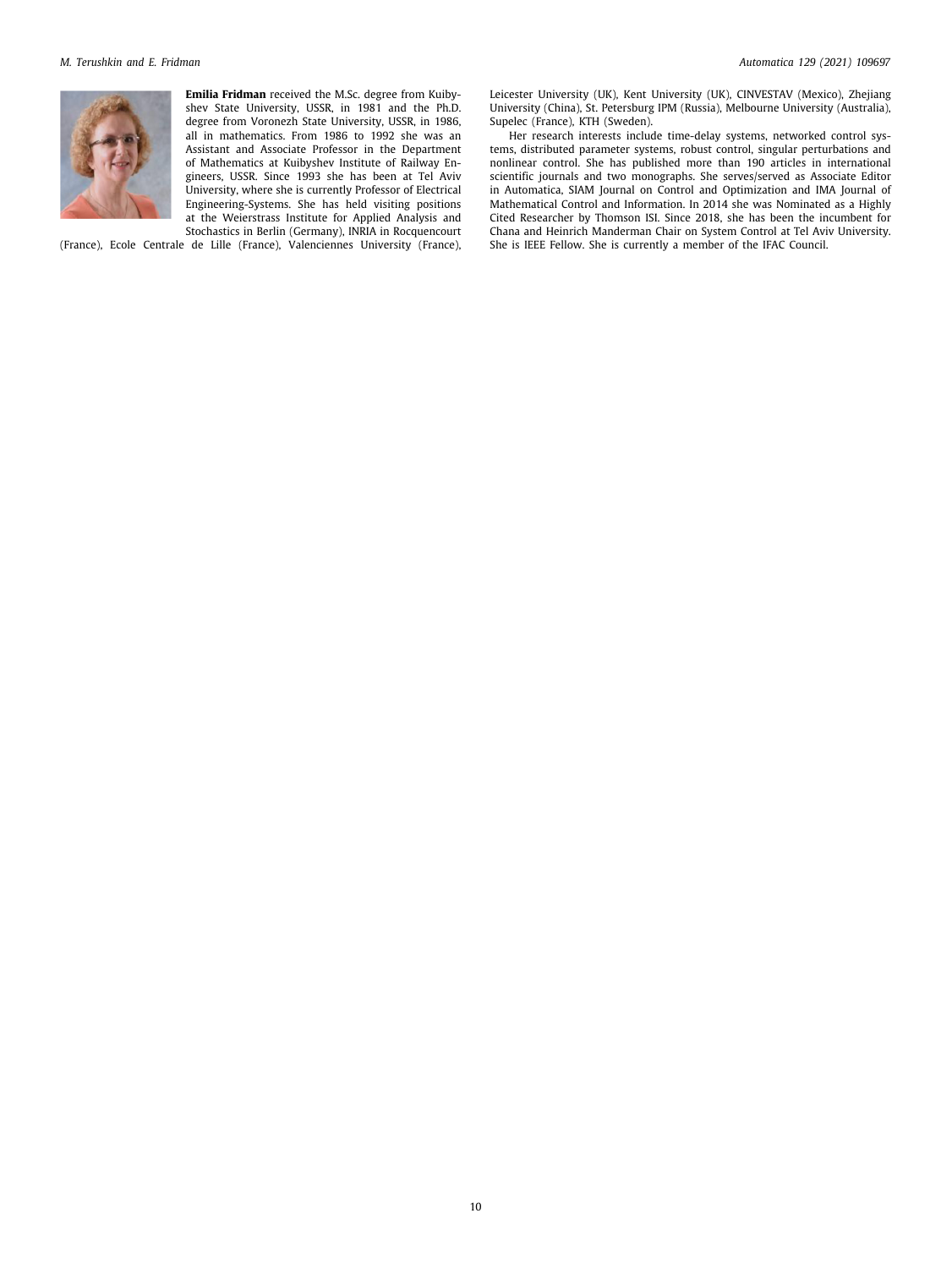**Emilia Fridman** received the M.Sc. degree from Kuibyshev State University, USSR, in 1981 and the Ph.D. degree from Voronezh State University, USSR, in 1986, all in mathematics. From 1986 to 1992 she was an Assistant and Associate Professor in the Department of Mathematics at Kuibyshev Institute of Railway Engineers, USSR. Since 1993 she has been at Tel Aviv University, where she is currently Professor of Electrical Engineering-Systems. She has held visiting positions at the Weierstrass Institute for Applied Analysis and Stochastics in Berlin (Germany), INRIA in Rocquencourt (France), Ecole Centrale de Lille (France), Valenciennes University (France), Leicester University (UK), Kent University (UK), CINVESTAV (Mexico), Zhejiang University (China), St. Petersburg IPM (Russia), Melbourne University (Australia), Supelec (France), KTH (Sweden).

Her research interests include time-delay systems, networked control systems, distributed parameter systems, robust control, singular perturbations and nonlinear control. She has published more than 190 articles in international scientific journals and two monographs. She serves/served as Associate Editor in Automatica, SIAM Journal on Control and Optimization and IMA Journal of Mathematical Control and Information. In 2014 she was Nominated as a Highly Cited Researcher by Thomson ISI. Since 2018, she has been the incumbent for Chana and Heinrich Manderman Chair on System Control at Tel Aviv University. She is IEEE Fellow. She is currently a member of the IFAC Council.